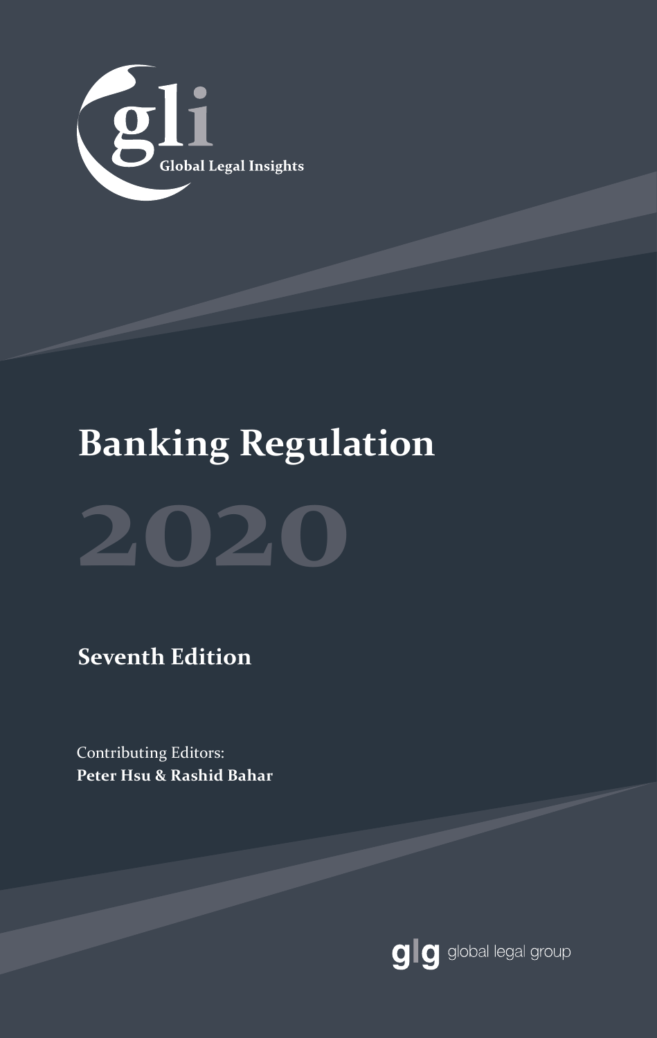gli

Global Legal Insights

# Banking Regulation

# 2020

## Seventh Edition

Contributing Editors:
**Peter Hsu & Rashid Bahar**

glg global legal group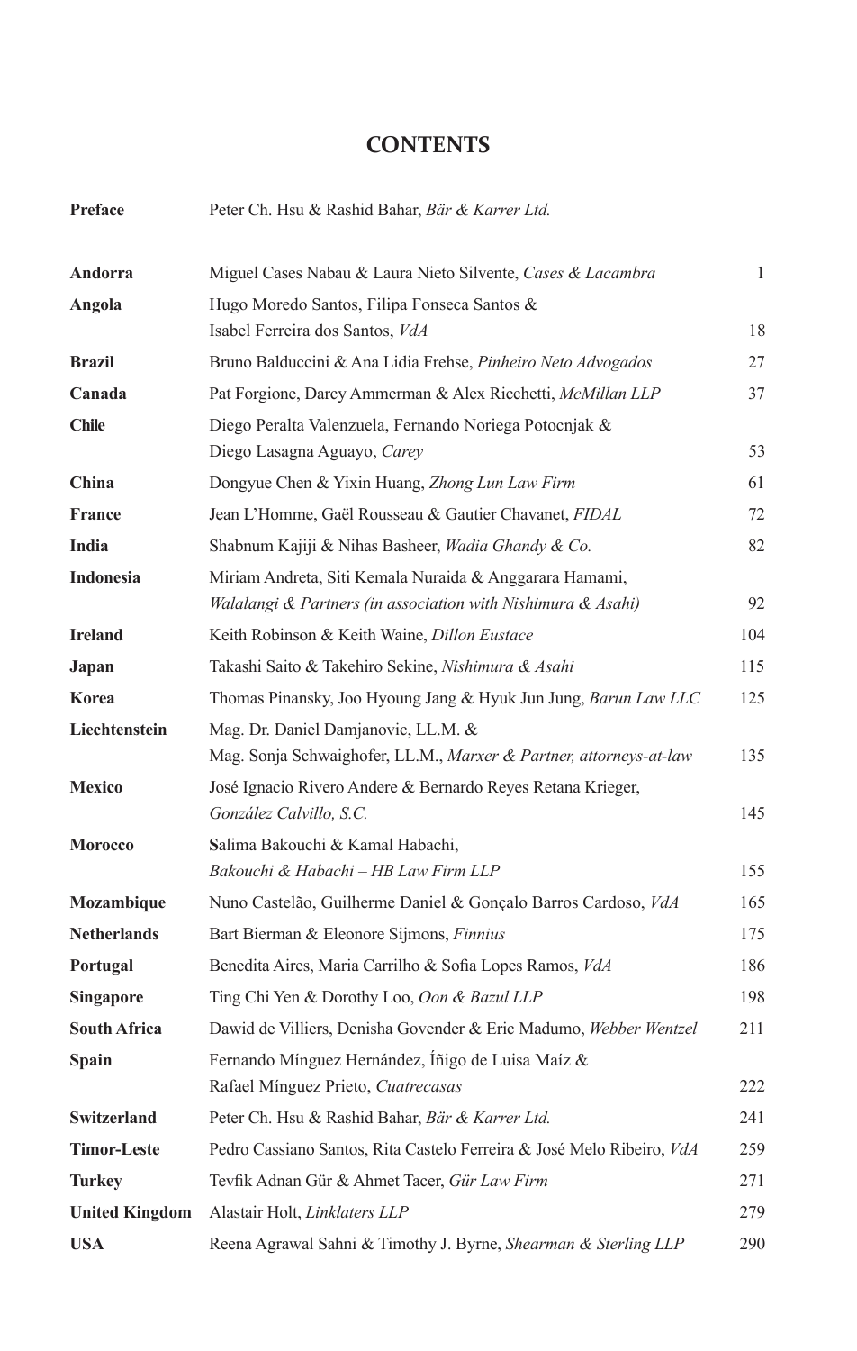# CONTENTS

| | | |
|---|---|---|
| **Preface** | Peter Ch. Hsu & Rashid Bahar, *Bär & Karrer Ltd.* | |
| **Andorra** | Miguel Cases Nabau & Laura Nieto Silvente, *Cases & Lacambra* | 1 |
| **Angola** | Hugo Moredo Santos, Filipa Fonseca Santos & Isabel Ferreira dos Santos, *VdA* | 18 |
| **Brazil** | Bruno Balduccini & Ana Lidia Frehse, *Pinheiro Neto Advogados* | 27 |
| **Canada** | Pat Forgione, Darcy Ammerman & Alex Ricchetti, *McMillan LLP* | 37 |
| **Chile** | Diego Peralta Valenzuela, Fernando Noriega Potocnjak & Diego Lasagna Aguayo, *Carey* | 53 |
| **China** | Dongyue Chen & Yixin Huang, *Zhong Lun Law Firm* | 61 |
| **France** | Jean L'Homme, Gaël Rousseau & Gautier Chavanet, *FIDAL* | 72 |
| **India** | Shabnum Kajiji & Nihas Basheer, *Wadia Ghandy & Co.* | 82 |
| **Indonesia** | Miriam Andreta, Siti Kemala Nuraida & Anggarara Hamami, *Walalangi & Partners (in association with Nishimura & Asahi)* | 92 |
| **Ireland** | Keith Robinson & Keith Waine, *Dillon Eustace* | 104 |
| **Japan** | Takashi Saito & Takehiro Sekine, *Nishimura & Asahi* | 115 |
| **Korea** | Thomas Pinansky, Joo Hyoung Jang & Hyuk Jun Jung, *Barun Law LLC* | 125 |
| **Liechtenstein** | Mag. Dr. Daniel Damjanovic, LL.M. & Mag. Sonja Schwaighofer, LL.M., *Marxer & Partner, attorneys-at-law* | 135 |
| **Mexico** | José Ignacio Rivero Andere & Bernardo Reyes Retana Krieger, *González Calvillo, S.C.* | 145 |
| **Morocco** | Salima Bakouchi & Kamal Habachi, *Bakouchi & Habachi – HB Law Firm LLP* | 155 |
| **Mozambique** | Nuno Castelão, Guilherme Daniel & Gonçalo Barros Cardoso, *VdA* | 165 |
| **Netherlands** | Bart Bierman & Eleonore Sijmons, *Finnius* | 175 |
| **Portugal** | Benedita Aires, Maria Carrilho & Sofia Lopes Ramos, *VdA* | 186 |
| **Singapore** | Ting Chi Yen & Dorothy Loo, *Oon & Bazul LLP* | 198 |
| **South Africa** | Dawid de Villiers, Denisha Govender & Eric Madumo, *Webber Wentzel* | 211 |
| **Spain** | Fernando Mínguez Hernández, Íñigo de Luisa Maíz & Rafael Mínguez Prieto, *Cuatrecasas* | 222 |
| **Switzerland** | Peter Ch. Hsu & Rashid Bahar, *Bär & Karrer Ltd.* | 241 |
| **Timor-Leste** | Pedro Cassiano Santos, Rita Castelo Ferreira & José Melo Ribeiro, *VdA* | 259 |
| **Turkey** | Tevfik Adnan Gür & Ahmet Tacer, *Gür Law Firm* | 271 |
| **United Kingdom** | Alastair Holt, *Linklaters LLP* | 279 |
| **USA** | Reena Agrawal Sahni & Timothy J. Byrne, *Shearman & Sterling LLP* | 290 |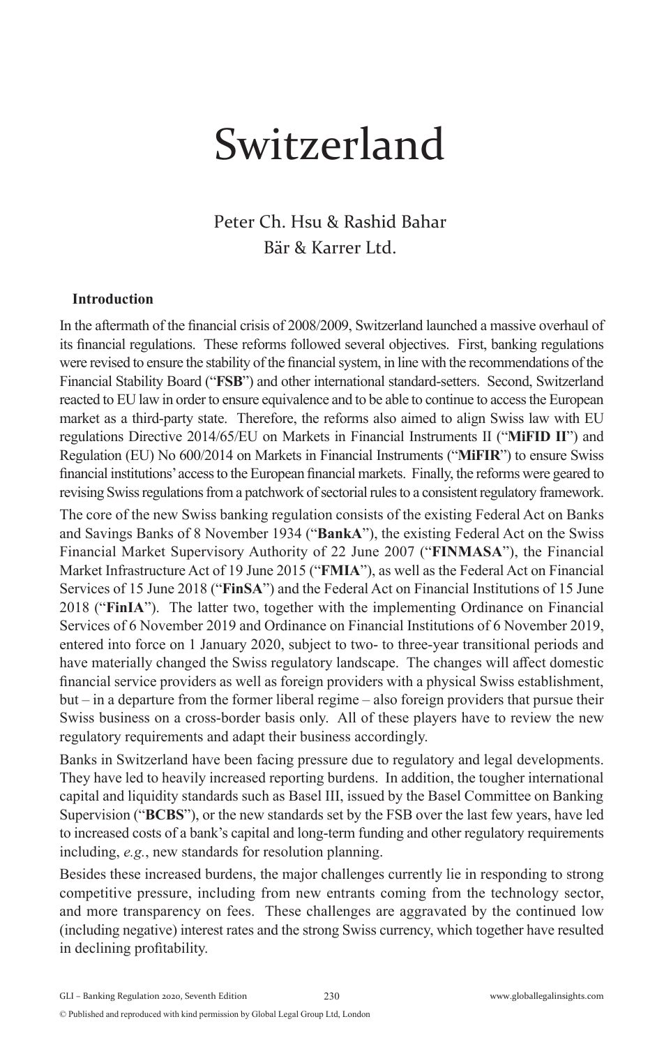# Switzerland

Peter Ch. Hsu & Rashid Bahar
Bär & Karrer Ltd.

## Introduction

In the aftermath of the financial crisis of 2008/2009, Switzerland launched a massive overhaul of its financial regulations. These reforms followed several objectives. First, banking regulations were revised to ensure the stability of the financial system, in line with the recommendations of the Financial Stability Board ("**FSB**") and other international standard-setters. Second, Switzerland reacted to EU law in order to ensure equivalence and to be able to continue to access the European market as a third-party state. Therefore, the reforms also aimed to align Swiss law with EU regulations Directive 2014/65/EU on Markets in Financial Instruments II ("**MiFID II**") and Regulation (EU) No 600/2014 on Markets in Financial Instruments ("**MiFIR**") to ensure Swiss financial institutions' access to the European financial markets. Finally, the reforms were geared to revising Swiss regulations from a patchwork of sectorial rules to a consistent regulatory framework.

The core of the new Swiss banking regulation consists of the existing Federal Act on Banks and Savings Banks of 8 November 1934 ("**BankA**"), the existing Federal Act on the Swiss Financial Market Supervisory Authority of 22 June 2007 ("**FINMASA**"), the Financial Market Infrastructure Act of 19 June 2015 ("**FMIA**"), as well as the Federal Act on Financial Services of 15 June 2018 ("**FinSA**") and the Federal Act on Financial Institutions of 15 June 2018 ("**FinIA**"). The latter two, together with the implementing Ordinance on Financial Services of 6 November 2019 and Ordinance on Financial Institutions of 6 November 2019, entered into force on 1 January 2020, subject to two- to three-year transitional periods and have materially changed the Swiss regulatory landscape. The changes will affect domestic financial service providers as well as foreign providers with a physical Swiss establishment, but – in a departure from the former liberal regime – also foreign providers that pursue their Swiss business on a cross-border basis only. All of these players have to review the new regulatory requirements and adapt their business accordingly.

Banks in Switzerland have been facing pressure due to regulatory and legal developments. They have led to heavily increased reporting burdens. In addition, the tougher international capital and liquidity standards such as Basel III, issued by the Basel Committee on Banking Supervision ("**BCBS**"), or the new standards set by the FSB over the last few years, have led to increased costs of a bank's capital and long-term funding and other regulatory requirements including, *e.g.*, new standards for resolution planning.

Besides these increased burdens, the major challenges currently lie in responding to strong competitive pressure, including from new entrants coming from the technology sector, and more transparency on fees. These challenges are aggravated by the continued low (including negative) interest rates and the strong Swiss currency, which together have resulted in declining profitability.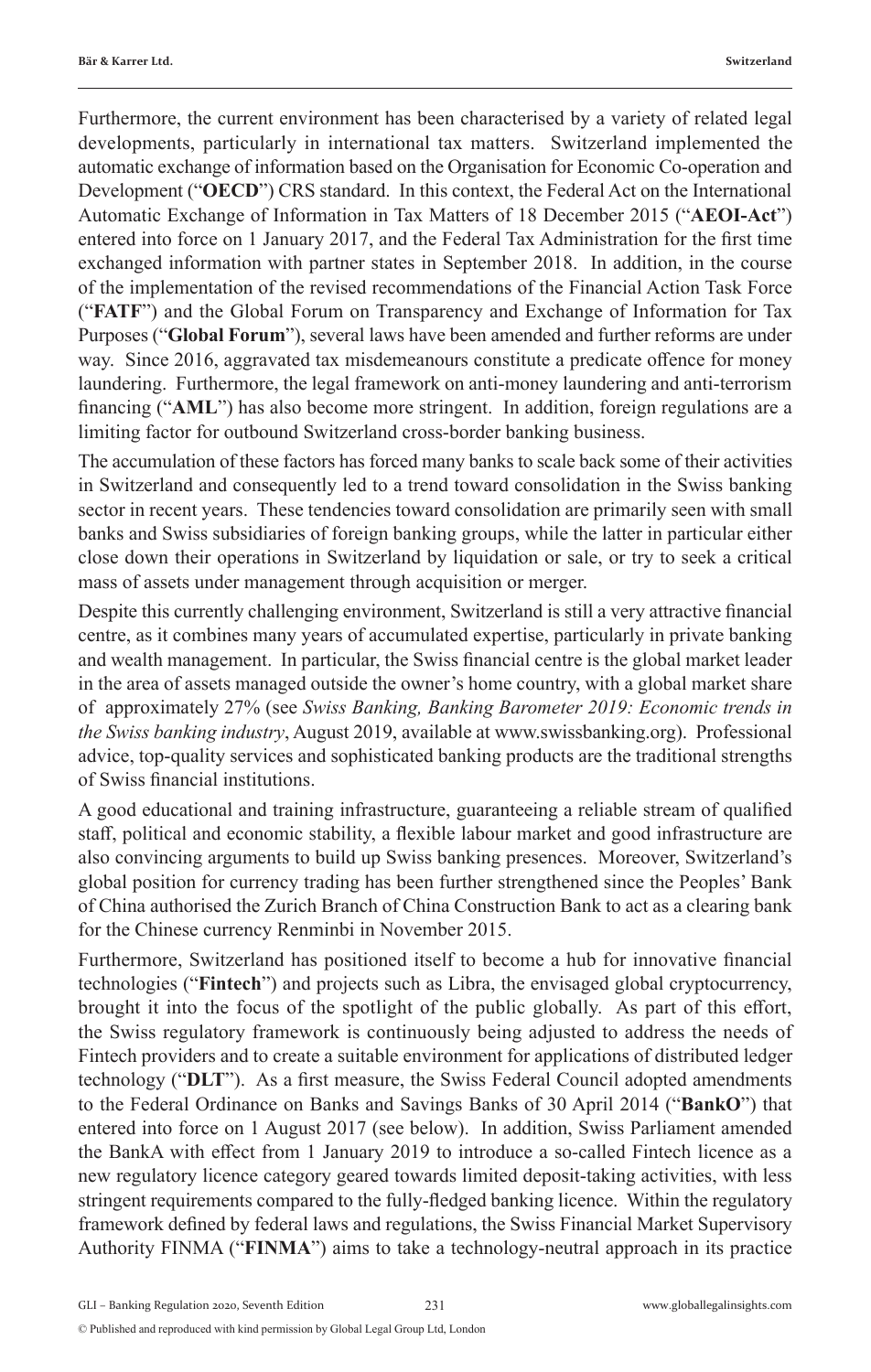Furthermore, the current environment has been characterised by a variety of related legal developments, particularly in international tax matters. Switzerland implemented the automatic exchange of information based on the Organisation for Economic Co-operation and Development ("**OECD**") CRS standard. In this context, the Federal Act on the International Automatic Exchange of Information in Tax Matters of 18 December 2015 ("**AEOI-Act**") entered into force on 1 January 2017, and the Federal Tax Administration for the first time exchanged information with partner states in September 2018. In addition, in the course of the implementation of the revised recommendations of the Financial Action Task Force ("**FATF**") and the Global Forum on Transparency and Exchange of Information for Tax Purposes ("**Global Forum**"), several laws have been amended and further reforms are under way. Since 2016, aggravated tax misdemeanours constitute a predicate offence for money laundering. Furthermore, the legal framework on anti-money laundering and anti-terrorism financing ("**AML**") has also become more stringent. In addition, foreign regulations are a limiting factor for outbound Switzerland cross-border banking business.

The accumulation of these factors has forced many banks to scale back some of their activities in Switzerland and consequently led to a trend toward consolidation in the Swiss banking sector in recent years. These tendencies toward consolidation are primarily seen with small banks and Swiss subsidiaries of foreign banking groups, while the latter in particular either close down their operations in Switzerland by liquidation or sale, or try to seek a critical mass of assets under management through acquisition or merger.

Despite this currently challenging environment, Switzerland is still a very attractive financial centre, as it combines many years of accumulated expertise, particularly in private banking and wealth management. In particular, the Swiss financial centre is the global market leader in the area of assets managed outside the owner's home country, with a global market share of approximately 27% (see *Swiss Banking, Banking Barometer 2019: Economic trends in the Swiss banking industry*, August 2019, available at www.swissbanking.org). Professional advice, top-quality services and sophisticated banking products are the traditional strengths of Swiss financial institutions.

A good educational and training infrastructure, guaranteeing a reliable stream of qualified staff, political and economic stability, a flexible labour market and good infrastructure are also convincing arguments to build up Swiss banking presences. Moreover, Switzerland's global position for currency trading has been further strengthened since the Peoples' Bank of China authorised the Zurich Branch of China Construction Bank to act as a clearing bank for the Chinese currency Renminbi in November 2015.

Furthermore, Switzerland has positioned itself to become a hub for innovative financial technologies ("**Fintech**") and projects such as Libra, the envisaged global cryptocurrency, brought it into the focus of the spotlight of the public globally. As part of this effort, the Swiss regulatory framework is continuously being adjusted to address the needs of Fintech providers and to create a suitable environment for applications of distributed ledger technology ("**DLT**"). As a first measure, the Swiss Federal Council adopted amendments to the Federal Ordinance on Banks and Savings Banks of 30 April 2014 ("**BankO**") that entered into force on 1 August 2017 (see below). In addition, Swiss Parliament amended the BankA with effect from 1 January 2019 to introduce a so-called Fintech licence as a new regulatory licence category geared towards limited deposit-taking activities, with less stringent requirements compared to the fully-fledged banking licence. Within the regulatory framework defined by federal laws and regulations, the Swiss Financial Market Supervisory Authority FINMA ("**FINMA**") aims to take a technology-neutral approach in its practice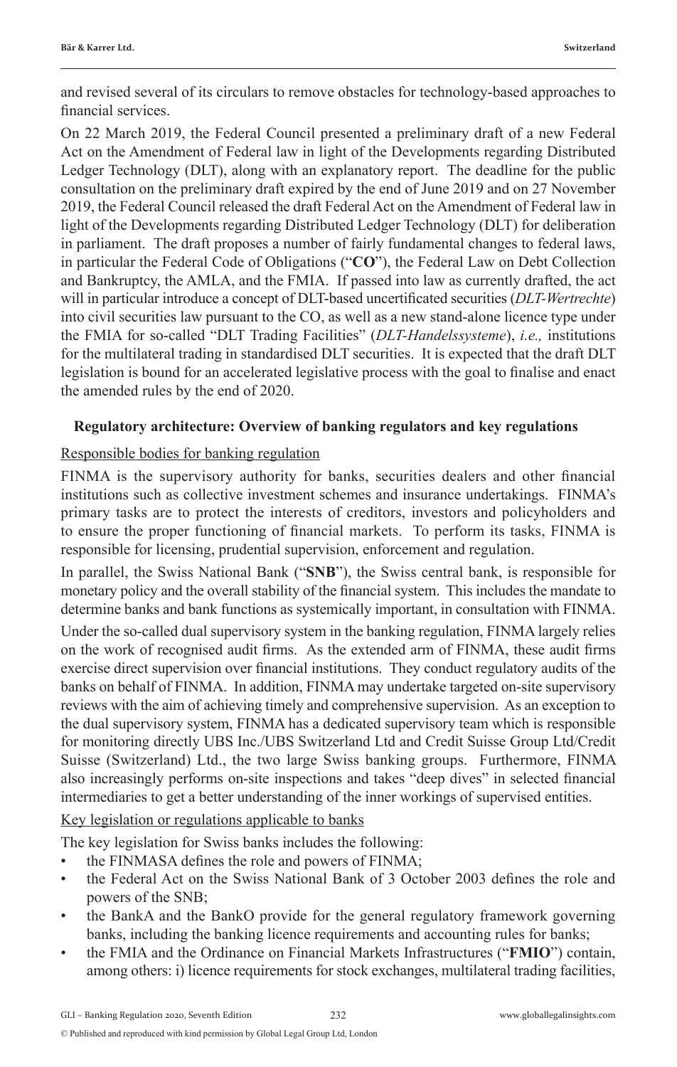and revised several of its circulars to remove obstacles for technology-based approaches to financial services.

On 22 March 2019, the Federal Council presented a preliminary draft of a new Federal Act on the Amendment of Federal law in light of the Developments regarding Distributed Ledger Technology (DLT), along with an explanatory report. The deadline for the public consultation on the preliminary draft expired by the end of June 2019 and on 27 November 2019, the Federal Council released the draft Federal Act on the Amendment of Federal law in light of the Developments regarding Distributed Ledger Technology (DLT) for deliberation in parliament. The draft proposes a number of fairly fundamental changes to federal laws, in particular the Federal Code of Obligations ("**CO**"), the Federal Law on Debt Collection and Bankruptcy, the AMLA, and the FMIA. If passed into law as currently drafted, the act will in particular introduce a concept of DLT-based uncertificated securities (*DLT-Wertrechte*) into civil securities law pursuant to the CO, as well as a new stand-alone licence type under the FMIA for so-called "DLT Trading Facilities" (*DLT-Handelssysteme*), *i.e.,* institutions for the multilateral trading in standardised DLT securities. It is expected that the draft DLT legislation is bound for an accelerated legislative process with the goal to finalise and enact the amended rules by the end of 2020.

## Regulatory architecture: Overview of banking regulators and key regulations

### Responsible bodies for banking regulation

FINMA is the supervisory authority for banks, securities dealers and other financial institutions such as collective investment schemes and insurance undertakings. FINMA's primary tasks are to protect the interests of creditors, investors and policyholders and to ensure the proper functioning of financial markets. To perform its tasks, FINMA is responsible for licensing, prudential supervision, enforcement and regulation.

In parallel, the Swiss National Bank ("**SNB**"), the Swiss central bank, is responsible for monetary policy and the overall stability of the financial system. This includes the mandate to determine banks and bank functions as systemically important, in consultation with FINMA.

Under the so-called dual supervisory system in the banking regulation, FINMA largely relies on the work of recognised audit firms. As the extended arm of FINMA, these audit firms exercise direct supervision over financial institutions. They conduct regulatory audits of the banks on behalf of FINMA. In addition, FINMA may undertake targeted on-site supervisory reviews with the aim of achieving timely and comprehensive supervision. As an exception to the dual supervisory system, FINMA has a dedicated supervisory team which is responsible for monitoring directly UBS Inc./UBS Switzerland Ltd and Credit Suisse Group Ltd/Credit Suisse (Switzerland) Ltd., the two large Swiss banking groups. Furthermore, FINMA also increasingly performs on-site inspections and takes "deep dives" in selected financial intermediaries to get a better understanding of the inner workings of supervised entities.

### Key legislation or regulations applicable to banks

The key legislation for Swiss banks includes the following:

- the FINMASA defines the role and powers of FINMA;
- the Federal Act on the Swiss National Bank of 3 October 2003 defines the role and powers of the SNB;
- the BankA and the BankO provide for the general regulatory framework governing banks, including the banking licence requirements and accounting rules for banks;
- the FMIA and the Ordinance on Financial Markets Infrastructures ("**FMIO**") contain, among others: i) licence requirements for stock exchanges, multilateral trading facilities,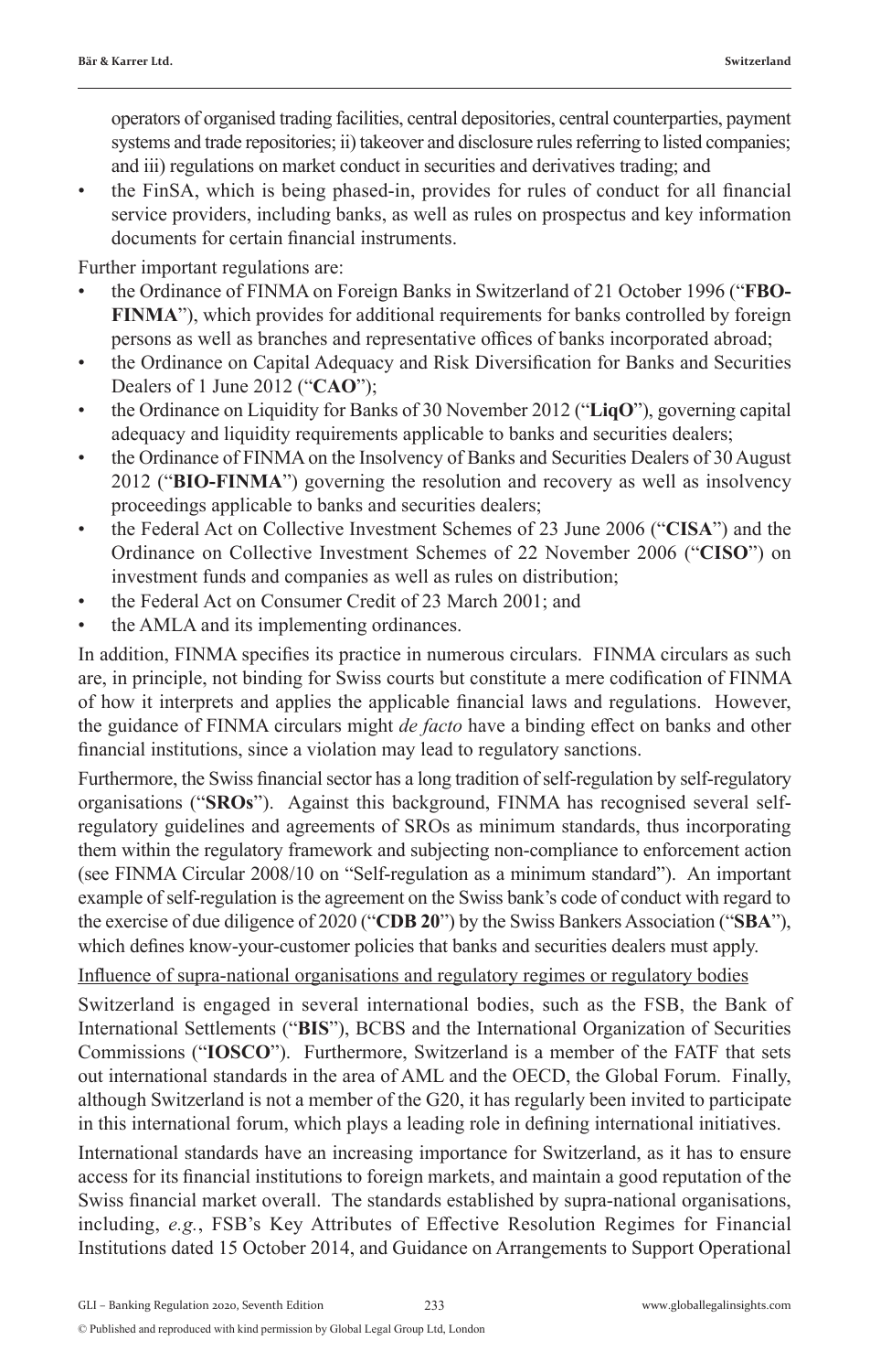operators of organised trading facilities, central depositories, central counterparties, payment systems and trade repositories; ii) takeover and disclosure rules referring to listed companies; and iii) regulations on market conduct in securities and derivatives trading; and

- the FinSA, which is being phased-in, provides for rules of conduct for all financial service providers, including banks, as well as rules on prospectus and key information documents for certain financial instruments.

Further important regulations are:

- the Ordinance of FINMA on Foreign Banks in Switzerland of 21 October 1996 ("**FBO-FINMA**"), which provides for additional requirements for banks controlled by foreign persons as well as branches and representative offices of banks incorporated abroad;
- the Ordinance on Capital Adequacy and Risk Diversification for Banks and Securities Dealers of 1 June 2012 ("**CAO**");
- the Ordinance on Liquidity for Banks of 30 November 2012 ("**LiqO**"), governing capital adequacy and liquidity requirements applicable to banks and securities dealers;
- the Ordinance of FINMA on the Insolvency of Banks and Securities Dealers of 30 August 2012 ("**BIO-FINMA**") governing the resolution and recovery as well as insolvency proceedings applicable to banks and securities dealers;
- the Federal Act on Collective Investment Schemes of 23 June 2006 ("**CISA**") and the Ordinance on Collective Investment Schemes of 22 November 2006 ("**CISO**") on investment funds and companies as well as rules on distribution;
- the Federal Act on Consumer Credit of 23 March 2001; and
- the AMLA and its implementing ordinances.

In addition, FINMA specifies its practice in numerous circulars. FINMA circulars as such are, in principle, not binding for Swiss courts but constitute a mere codification of FINMA of how it interprets and applies the applicable financial laws and regulations. However, the guidance of FINMA circulars might *de facto* have a binding effect on banks and other financial institutions, since a violation may lead to regulatory sanctions.

Furthermore, the Swiss financial sector has a long tradition of self-regulation by self-regulatory organisations ("**SROs**"). Against this background, FINMA has recognised several self-regulatory guidelines and agreements of SROs as minimum standards, thus incorporating them within the regulatory framework and subjecting non-compliance to enforcement action (see FINMA Circular 2008/10 on "Self-regulation as a minimum standard"). An important example of self-regulation is the agreement on the Swiss bank's code of conduct with regard to the exercise of due diligence of 2020 ("**CDB 20**") by the Swiss Bankers Association ("**SBA**"), which defines know-your-customer policies that banks and securities dealers must apply.

<u>Influence of supra-national organisations and regulatory regimes or regulatory bodies</u>

Switzerland is engaged in several international bodies, such as the FSB, the Bank of International Settlements ("**BIS**"), BCBS and the International Organization of Securities Commissions ("**IOSCO**"). Furthermore, Switzerland is a member of the FATF that sets out international standards in the area of AML and the OECD, the Global Forum. Finally, although Switzerland is not a member of the G20, it has regularly been invited to participate in this international forum, which plays a leading role in defining international initiatives.

International standards have an increasing importance for Switzerland, as it has to ensure access for its financial institutions to foreign markets, and maintain a good reputation of the Swiss financial market overall. The standards established by supra-national organisations, including, *e.g.*, FSB's Key Attributes of Effective Resolution Regimes for Financial Institutions dated 15 October 2014, and Guidance on Arrangements to Support Operational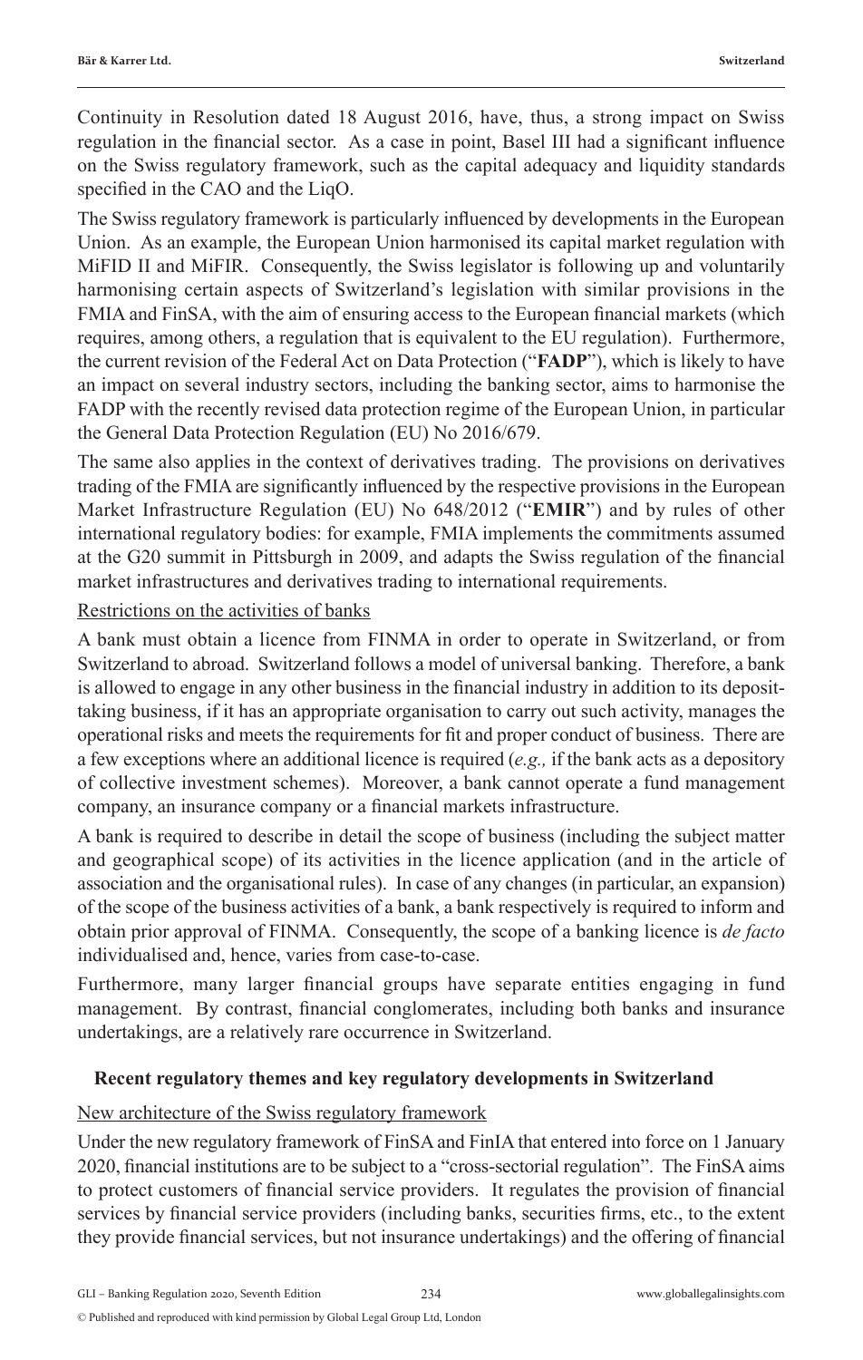Continuity in Resolution dated 18 August 2016, have, thus, a strong impact on Swiss regulation in the financial sector. As a case in point, Basel III had a significant influence on the Swiss regulatory framework, such as the capital adequacy and liquidity standards specified in the CAO and the LiqO.

The Swiss regulatory framework is particularly influenced by developments in the European Union. As an example, the European Union harmonised its capital market regulation with MiFID II and MiFIR. Consequently, the Swiss legislator is following up and voluntarily harmonising certain aspects of Switzerland's legislation with similar provisions in the FMIA and FinSA, with the aim of ensuring access to the European financial markets (which requires, among others, a regulation that is equivalent to the EU regulation). Furthermore, the current revision of the Federal Act on Data Protection ("**FADP**"), which is likely to have an impact on several industry sectors, including the banking sector, aims to harmonise the FADP with the recently revised data protection regime of the European Union, in particular the General Data Protection Regulation (EU) No 2016/679.

The same also applies in the context of derivatives trading. The provisions on derivatives trading of the FMIA are significantly influenced by the respective provisions in the European Market Infrastructure Regulation (EU) No 648/2012 ("**EMIR**") and by rules of other international regulatory bodies: for example, FMIA implements the commitments assumed at the G20 summit in Pittsburgh in 2009, and adapts the Swiss regulation of the financial market infrastructures and derivatives trading to international requirements.

Restrictions on the activities of banks

A bank must obtain a licence from FINMA in order to operate in Switzerland, or from Switzerland to abroad. Switzerland follows a model of universal banking. Therefore, a bank is allowed to engage in any other business in the financial industry in addition to its deposit-taking business, if it has an appropriate organisation to carry out such activity, manages the operational risks and meets the requirements for fit and proper conduct of business. There are a few exceptions where an additional licence is required (*e.g.,* if the bank acts as a depository of collective investment schemes). Moreover, a bank cannot operate a fund management company, an insurance company or a financial markets infrastructure.

A bank is required to describe in detail the scope of business (including the subject matter and geographical scope) of its activities in the licence application (and in the article of association and the organisational rules). In case of any changes (in particular, an expansion) of the scope of the business activities of a bank, a bank respectively is required to inform and obtain prior approval of FINMA. Consequently, the scope of a banking licence is *de facto* individualised and, hence, varies from case-to-case.

Furthermore, many larger financial groups have separate entities engaging in fund management. By contrast, financial conglomerates, including both banks and insurance undertakings, are a relatively rare occurrence in Switzerland.

## Recent regulatory themes and key regulatory developments in Switzerland

New architecture of the Swiss regulatory framework

Under the new regulatory framework of FinSA and FinIA that entered into force on 1 January 2020, financial institutions are to be subject to a "cross-sectorial regulation". The FinSA aims to protect customers of financial service providers. It regulates the provision of financial services by financial service providers (including banks, securities firms, etc., to the extent they provide financial services, but not insurance undertakings) and the offering of financial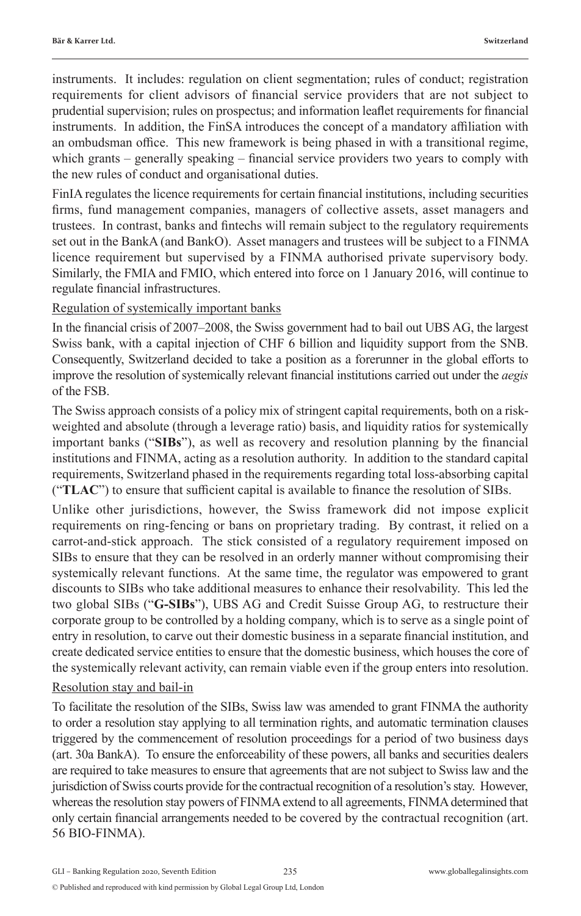instruments. It includes: regulation on client segmentation; rules of conduct; registration requirements for client advisors of financial service providers that are not subject to prudential supervision; rules on prospectus; and information leaflet requirements for financial instruments. In addition, the FinSA introduces the concept of a mandatory affiliation with an ombudsman office. This new framework is being phased in with a transitional regime, which grants – generally speaking – financial service providers two years to comply with the new rules of conduct and organisational duties.

FinIA regulates the licence requirements for certain financial institutions, including securities firms, fund management companies, managers of collective assets, asset managers and trustees. In contrast, banks and fintechs will remain subject to the regulatory requirements set out in the BankA (and BankO). Asset managers and trustees will be subject to a FINMA licence requirement but supervised by a FINMA authorised private supervisory body. Similarly, the FMIA and FMIO, which entered into force on 1 January 2016, will continue to regulate financial infrastructures.

Regulation of systemically important banks

In the financial crisis of 2007–2008, the Swiss government had to bail out UBS AG, the largest Swiss bank, with a capital injection of CHF 6 billion and liquidity support from the SNB. Consequently, Switzerland decided to take a position as a forerunner in the global efforts to improve the resolution of systemically relevant financial institutions carried out under the *aegis* of the FSB.

The Swiss approach consists of a policy mix of stringent capital requirements, both on a risk-weighted and absolute (through a leverage ratio) basis, and liquidity ratios for systemically important banks ("**SIBs**"), as well as recovery and resolution planning by the financial institutions and FINMA, acting as a resolution authority. In addition to the standard capital requirements, Switzerland phased in the requirements regarding total loss-absorbing capital ("**TLAC**") to ensure that sufficient capital is available to finance the resolution of SIBs.

Unlike other jurisdictions, however, the Swiss framework did not impose explicit requirements on ring-fencing or bans on proprietary trading. By contrast, it relied on a carrot-and-stick approach. The stick consisted of a regulatory requirement imposed on SIBs to ensure that they can be resolved in an orderly manner without compromising their systemically relevant functions. At the same time, the regulator was empowered to grant discounts to SIBs who take additional measures to enhance their resolvability. This led the two global SIBs ("**G-SIBs**"), UBS AG and Credit Suisse Group AG, to restructure their corporate group to be controlled by a holding company, which is to serve as a single point of entry in resolution, to carve out their domestic business in a separate financial institution, and create dedicated service entities to ensure that the domestic business, which houses the core of the systemically relevant activity, can remain viable even if the group enters into resolution.

Resolution stay and bail-in

To facilitate the resolution of the SIBs, Swiss law was amended to grant FINMA the authority to order a resolution stay applying to all termination rights, and automatic termination clauses triggered by the commencement of resolution proceedings for a period of two business days (art. 30a BankA). To ensure the enforceability of these powers, all banks and securities dealers are required to take measures to ensure that agreements that are not subject to Swiss law and the jurisdiction of Swiss courts provide for the contractual recognition of a resolution's stay. However, whereas the resolution stay powers of FINMA extend to all agreements, FINMA determined that only certain financial arrangements needed to be covered by the contractual recognition (art. 56 BIO-FINMA).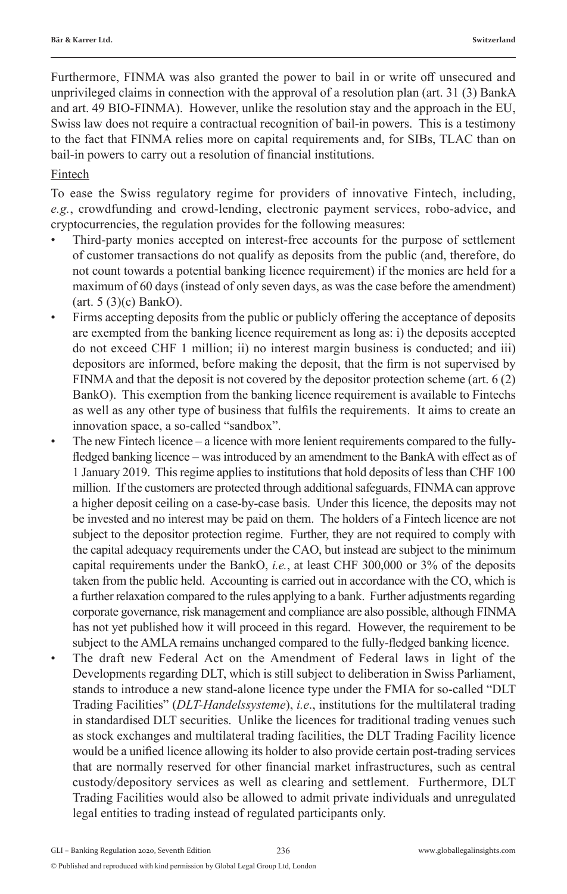Furthermore, FINMA was also granted the power to bail in or write off unsecured and unprivileged claims in connection with the approval of a resolution plan (art. 31 (3) BankA and art. 49 BIO-FINMA). However, unlike the resolution stay and the approach in the EU, Swiss law does not require a contractual recognition of bail-in powers. This is a testimony to the fact that FINMA relies more on capital requirements and, for SIBs, TLAC than on bail-in powers to carry out a resolution of financial institutions.

Fintech

To ease the Swiss regulatory regime for providers of innovative Fintech, including, *e.g.*, crowdfunding and crowd-lending, electronic payment services, robo-advice, and cryptocurrencies, the regulation provides for the following measures:

- Third-party monies accepted on interest-free accounts for the purpose of settlement of customer transactions do not qualify as deposits from the public (and, therefore, do not count towards a potential banking licence requirement) if the monies are held for a maximum of 60 days (instead of only seven days, as was the case before the amendment) (art. 5 (3)(c) BankO).
- Firms accepting deposits from the public or publicly offering the acceptance of deposits are exempted from the banking licence requirement as long as: i) the deposits accepted do not exceed CHF 1 million; ii) no interest margin business is conducted; and iii) depositors are informed, before making the deposit, that the firm is not supervised by FINMA and that the deposit is not covered by the depositor protection scheme (art. 6 (2) BankO). This exemption from the banking licence requirement is available to Fintechs as well as any other type of business that fulfils the requirements. It aims to create an innovation space, a so-called "sandbox".
- The new Fintech licence – a licence with more lenient requirements compared to the fully-fledged banking licence – was introduced by an amendment to the BankA with effect as of 1 January 2019. This regime applies to institutions that hold deposits of less than CHF 100 million. If the customers are protected through additional safeguards, FINMA can approve a higher deposit ceiling on a case-by-case basis. Under this licence, the deposits may not be invested and no interest may be paid on them. The holders of a Fintech licence are not subject to the depositor protection regime. Further, they are not required to comply with the capital adequacy requirements under the CAO, but instead are subject to the minimum capital requirements under the BankO, *i.e.*, at least CHF 300,000 or 3% of the deposits taken from the public held. Accounting is carried out in accordance with the CO, which is a further relaxation compared to the rules applying to a bank. Further adjustments regarding corporate governance, risk management and compliance are also possible, although FINMA has not yet published how it will proceed in this regard. However, the requirement to be subject to the AMLA remains unchanged compared to the fully-fledged banking licence.
- The draft new Federal Act on the Amendment of Federal laws in light of the Developments regarding DLT, which is still subject to deliberation in Swiss Parliament, stands to introduce a new stand-alone licence type under the FMIA for so-called "DLT Trading Facilities" (*DLT-Handelssysteme*), *i.e.*, institutions for the multilateral trading in standardised DLT securities. Unlike the licences for traditional trading venues such as stock exchanges and multilateral trading facilities, the DLT Trading Facility licence would be a unified licence allowing its holder to also provide certain post-trading services that are normally reserved for other financial market infrastructures, such as central custody/depository services as well as clearing and settlement. Furthermore, DLT Trading Facilities would also be allowed to admit private individuals and unregulated legal entities to trading instead of regulated participants only.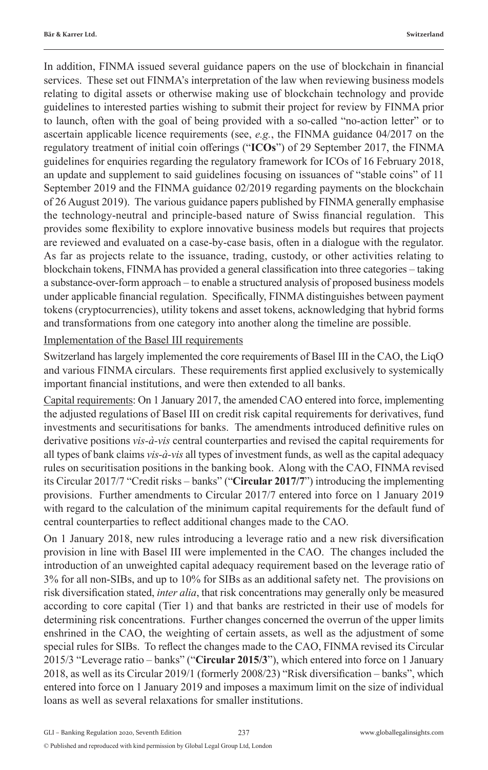In addition, FINMA issued several guidance papers on the use of blockchain in financial services. These set out FINMA's interpretation of the law when reviewing business models relating to digital assets or otherwise making use of blockchain technology and provide guidelines to interested parties wishing to submit their project for review by FINMA prior to launch, often with the goal of being provided with a so-called "no-action letter" or to ascertain applicable licence requirements (see, *e.g.*, the FINMA guidance 04/2017 on the regulatory treatment of initial coin offerings ("**ICOs**") of 29 September 2017, the FINMA guidelines for enquiries regarding the regulatory framework for ICOs of 16 February 2018, an update and supplement to said guidelines focusing on issuances of "stable coins" of 11 September 2019 and the FINMA guidance 02/2019 regarding payments on the blockchain of 26 August 2019). The various guidance papers published by FINMA generally emphasise the technology-neutral and principle-based nature of Swiss financial regulation. This provides some flexibility to explore innovative business models but requires that projects are reviewed and evaluated on a case-by-case basis, often in a dialogue with the regulator. As far as projects relate to the issuance, trading, custody, or other activities relating to blockchain tokens, FINMA has provided a general classification into three categories – taking a substance-over-form approach – to enable a structured analysis of proposed business models under applicable financial regulation. Specifically, FINMA distinguishes between payment tokens (cryptocurrencies), utility tokens and asset tokens, acknowledging that hybrid forms and transformations from one category into another along the timeline are possible.

<u>Implementation of the Basel III requirements</u>

Switzerland has largely implemented the core requirements of Basel III in the CAO, the LiqO and various FINMA circulars. These requirements first applied exclusively to systemically important financial institutions, and were then extended to all banks.

<u>Capital requirements</u>: On 1 January 2017, the amended CAO entered into force, implementing the adjusted regulations of Basel III on credit risk capital requirements for derivatives, fund investments and securitisations for banks. The amendments introduced definitive rules on derivative positions *vis-à-vis* central counterparties and revised the capital requirements for all types of bank claims *vis-à-vis* all types of investment funds, as well as the capital adequacy rules on securitisation positions in the banking book. Along with the CAO, FINMA revised its Circular 2017/7 "Credit risks – banks" ("**Circular 2017/7**") introducing the implementing provisions. Further amendments to Circular 2017/7 entered into force on 1 January 2019 with regard to the calculation of the minimum capital requirements for the default fund of central counterparties to reflect additional changes made to the CAO.

On 1 January 2018, new rules introducing a leverage ratio and a new risk diversification provision in line with Basel III were implemented in the CAO. The changes included the introduction of an unweighted capital adequacy requirement based on the leverage ratio of 3% for all non-SIBs, and up to 10% for SIBs as an additional safety net. The provisions on risk diversification stated, *inter alia*, that risk concentrations may generally only be measured according to core capital (Tier 1) and that banks are restricted in their use of models for determining risk concentrations. Further changes concerned the overrun of the upper limits enshrined in the CAO, the weighting of certain assets, as well as the adjustment of some special rules for SIBs. To reflect the changes made to the CAO, FINMA revised its Circular 2015/3 "Leverage ratio – banks" ("**Circular 2015/3**"), which entered into force on 1 January 2018, as well as its Circular 2019/1 (formerly 2008/23) "Risk diversification – banks", which entered into force on 1 January 2019 and imposes a maximum limit on the size of individual loans as well as several relaxations for smaller institutions.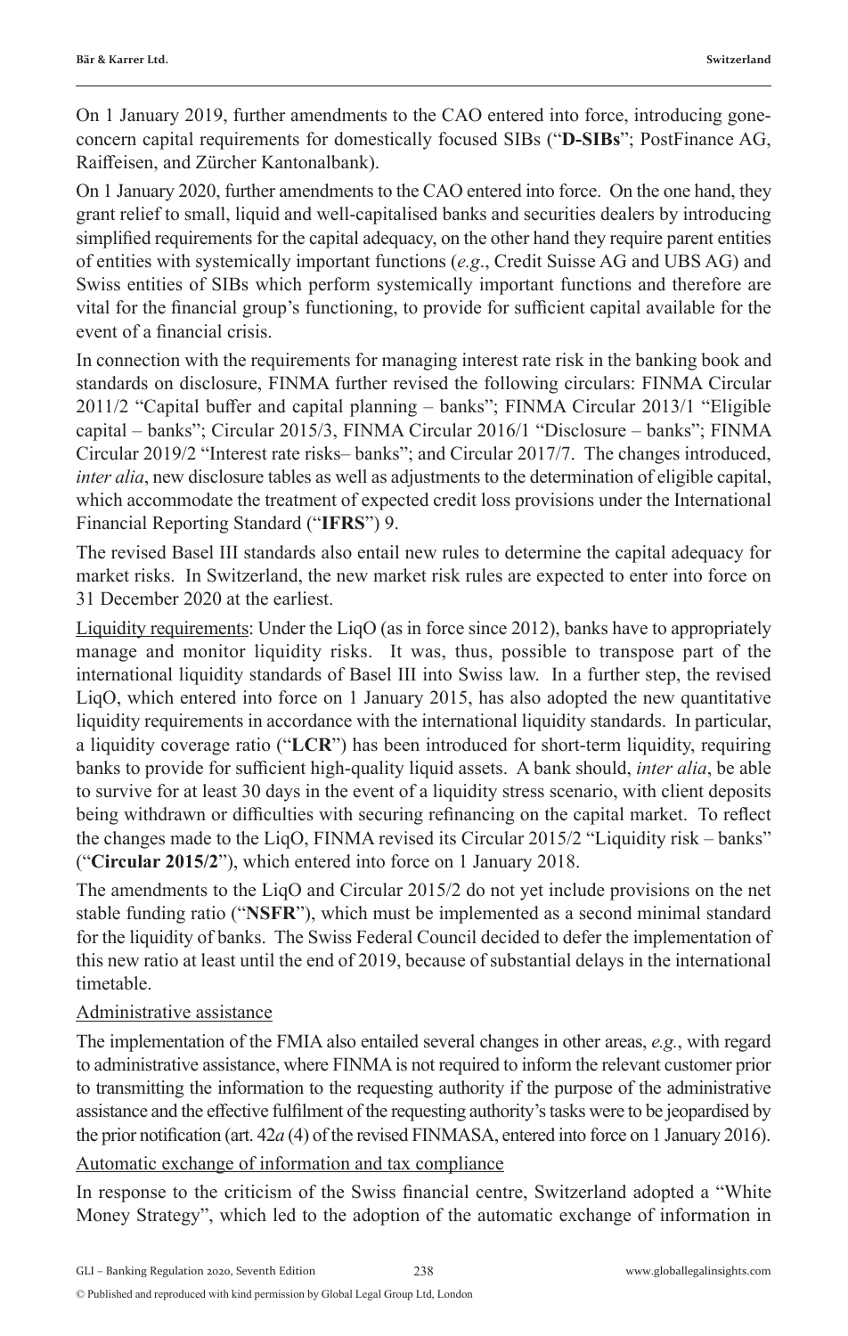On 1 January 2019, further amendments to the CAO entered into force, introducing gone-concern capital requirements for domestically focused SIBs ("**D-SIBs**"; PostFinance AG, Raiffeisen, and Zürcher Kantonalbank).

On 1 January 2020, further amendments to the CAO entered into force. On the one hand, they grant relief to small, liquid and well-capitalised banks and securities dealers by introducing simplified requirements for the capital adequacy, on the other hand they require parent entities of entities with systemically important functions (*e.g*., Credit Suisse AG and UBS AG) and Swiss entities of SIBs which perform systemically important functions and therefore are vital for the financial group's functioning, to provide for sufficient capital available for the event of a financial crisis.

In connection with the requirements for managing interest rate risk in the banking book and standards on disclosure, FINMA further revised the following circulars: FINMA Circular 2011/2 "Capital buffer and capital planning – banks"; FINMA Circular 2013/1 "Eligible capital – banks"; Circular 2015/3, FINMA Circular 2016/1 "Disclosure – banks"; FINMA Circular 2019/2 "Interest rate risks– banks"; and Circular 2017/7. The changes introduced, *inter alia*, new disclosure tables as well as adjustments to the determination of eligible capital, which accommodate the treatment of expected credit loss provisions under the International Financial Reporting Standard ("**IFRS**") 9.

The revised Basel III standards also entail new rules to determine the capital adequacy for market risks. In Switzerland, the new market risk rules are expected to enter into force on 31 December 2020 at the earliest.

<u>Liquidity requirements</u>: Under the LiqO (as in force since 2012), banks have to appropriately manage and monitor liquidity risks. It was, thus, possible to transpose part of the international liquidity standards of Basel III into Swiss law. In a further step, the revised LiqO, which entered into force on 1 January 2015, has also adopted the new quantitative liquidity requirements in accordance with the international liquidity standards. In particular, a liquidity coverage ratio ("**LCR**") has been introduced for short-term liquidity, requiring banks to provide for sufficient high-quality liquid assets. A bank should, *inter alia*, be able to survive for at least 30 days in the event of a liquidity stress scenario, with client deposits being withdrawn or difficulties with securing refinancing on the capital market. To reflect the changes made to the LiqO, FINMA revised its Circular 2015/2 "Liquidity risk – banks" ("**Circular 2015/2**"), which entered into force on 1 January 2018.

The amendments to the LiqO and Circular 2015/2 do not yet include provisions on the net stable funding ratio ("**NSFR**"), which must be implemented as a second minimal standard for the liquidity of banks. The Swiss Federal Council decided to defer the implementation of this new ratio at least until the end of 2019, because of substantial delays in the international timetable.

<u>Administrative assistance</u>

The implementation of the FMIA also entailed several changes in other areas, *e.g.*, with regard to administrative assistance, where FINMA is not required to inform the relevant customer prior to transmitting the information to the requesting authority if the purpose of the administrative assistance and the effective fulfilment of the requesting authority's tasks were to be jeopardised by the prior notification (art. 42*a* (4) of the revised FINMASA, entered into force on 1 January 2016).

<u>Automatic exchange of information and tax compliance</u>

In response to the criticism of the Swiss financial centre, Switzerland adopted a "White Money Strategy", which led to the adoption of the automatic exchange of information in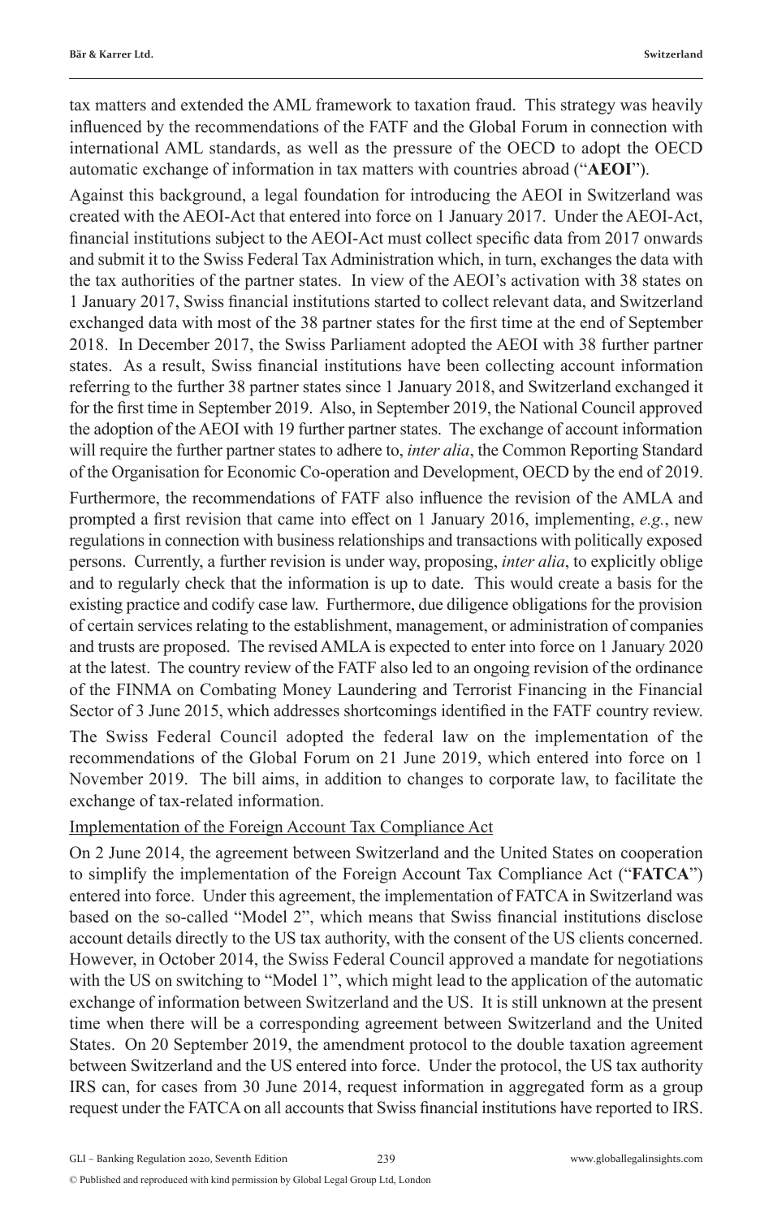tax matters and extended the AML framework to taxation fraud. This strategy was heavily influenced by the recommendations of the FATF and the Global Forum in connection with international AML standards, as well as the pressure of the OECD to adopt the OECD automatic exchange of information in tax matters with countries abroad ("**AEOI**").

Against this background, a legal foundation for introducing the AEOI in Switzerland was created with the AEOI-Act that entered into force on 1 January 2017. Under the AEOI-Act, financial institutions subject to the AEOI-Act must collect specific data from 2017 onwards and submit it to the Swiss Federal Tax Administration which, in turn, exchanges the data with the tax authorities of the partner states. In view of the AEOI's activation with 38 states on 1 January 2017, Swiss financial institutions started to collect relevant data, and Switzerland exchanged data with most of the 38 partner states for the first time at the end of September 2018. In December 2017, the Swiss Parliament adopted the AEOI with 38 further partner states. As a result, Swiss financial institutions have been collecting account information referring to the further 38 partner states since 1 January 2018, and Switzerland exchanged it for the first time in September 2019. Also, in September 2019, the National Council approved the adoption of the AEOI with 19 further partner states. The exchange of account information will require the further partner states to adhere to, *inter alia*, the Common Reporting Standard of the Organisation for Economic Co-operation and Development, OECD by the end of 2019.

Furthermore, the recommendations of FATF also influence the revision of the AMLA and prompted a first revision that came into effect on 1 January 2016, implementing, *e.g.*, new regulations in connection with business relationships and transactions with politically exposed persons. Currently, a further revision is under way, proposing, *inter alia*, to explicitly oblige and to regularly check that the information is up to date. This would create a basis for the existing practice and codify case law. Furthermore, due diligence obligations for the provision of certain services relating to the establishment, management, or administration of companies and trusts are proposed. The revised AMLA is expected to enter into force on 1 January 2020 at the latest. The country review of the FATF also led to an ongoing revision of the ordinance of the FINMA on Combating Money Laundering and Terrorist Financing in the Financial Sector of 3 June 2015, which addresses shortcomings identified in the FATF country review.

The Swiss Federal Council adopted the federal law on the implementation of the recommendations of the Global Forum on 21 June 2019, which entered into force on 1 November 2019. The bill aims, in addition to changes to corporate law, to facilitate the exchange of tax-related information.

Implementation of the Foreign Account Tax Compliance Act

On 2 June 2014, the agreement between Switzerland and the United States on cooperation to simplify the implementation of the Foreign Account Tax Compliance Act ("**FATCA**") entered into force. Under this agreement, the implementation of FATCA in Switzerland was based on the so-called "Model 2", which means that Swiss financial institutions disclose account details directly to the US tax authority, with the consent of the US clients concerned. However, in October 2014, the Swiss Federal Council approved a mandate for negotiations with the US on switching to "Model 1", which might lead to the application of the automatic exchange of information between Switzerland and the US. It is still unknown at the present time when there will be a corresponding agreement between Switzerland and the United States. On 20 September 2019, the amendment protocol to the double taxation agreement between Switzerland and the US entered into force. Under the protocol, the US tax authority IRS can, for cases from 30 June 2014, request information in aggregated form as a group request under the FATCA on all accounts that Swiss financial institutions have reported to IRS.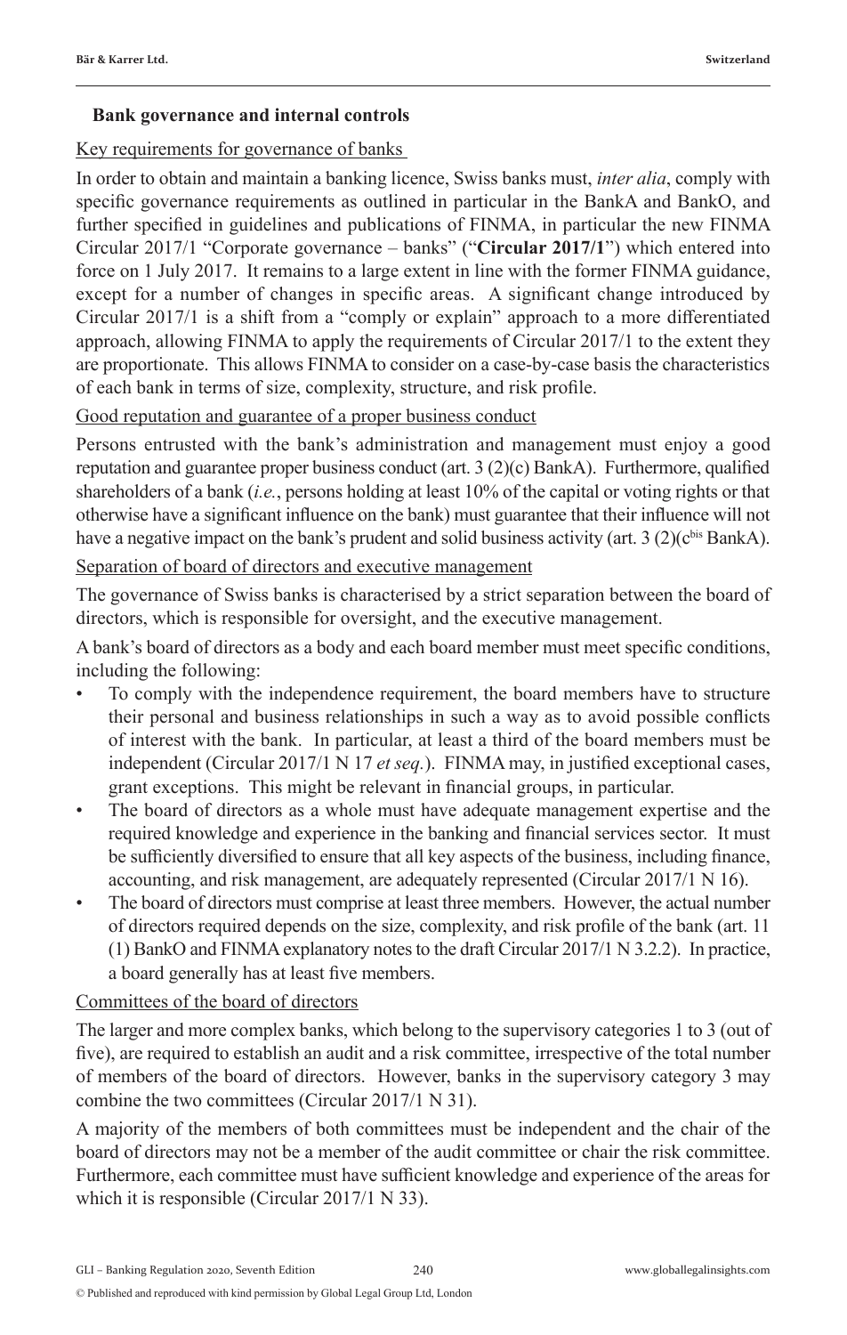## Bank governance and internal controls

Key requirements for governance of banks

In order to obtain and maintain a banking licence, Swiss banks must, *inter alia*, comply with specific governance requirements as outlined in particular in the BankA and BankO, and further specified in guidelines and publications of FINMA, in particular the new FINMA Circular 2017/1 "Corporate governance – banks" ("**Circular 2017/1**") which entered into force on 1 July 2017. It remains to a large extent in line with the former FINMA guidance, except for a number of changes in specific areas. A significant change introduced by Circular 2017/1 is a shift from a "comply or explain" approach to a more differentiated approach, allowing FINMA to apply the requirements of Circular 2017/1 to the extent they are proportionate. This allows FINMA to consider on a case-by-case basis the characteristics of each bank in terms of size, complexity, structure, and risk profile.

Good reputation and guarantee of a proper business conduct

Persons entrusted with the bank's administration and management must enjoy a good reputation and guarantee proper business conduct (art. 3 (2)(c) BankA). Furthermore, qualified shareholders of a bank (*i.e.*, persons holding at least 10% of the capital or voting rights or that otherwise have a significant influence on the bank) must guarantee that their influence will not have a negative impact on the bank's prudent and solid business activity (art. 3 (2)(c^bis BankA).

Separation of board of directors and executive management

The governance of Swiss banks is characterised by a strict separation between the board of directors, which is responsible for oversight, and the executive management.

A bank's board of directors as a body and each board member must meet specific conditions, including the following:

- To comply with the independence requirement, the board members have to structure their personal and business relationships in such a way as to avoid possible conflicts of interest with the bank. In particular, at least a third of the board members must be independent (Circular 2017/1 N 17 *et seq.*). FINMA may, in justified exceptional cases, grant exceptions. This might be relevant in financial groups, in particular.
- The board of directors as a whole must have adequate management expertise and the required knowledge and experience in the banking and financial services sector. It must be sufficiently diversified to ensure that all key aspects of the business, including finance, accounting, and risk management, are adequately represented (Circular 2017/1 N 16).
- The board of directors must comprise at least three members. However, the actual number of directors required depends on the size, complexity, and risk profile of the bank (art. 11 (1) BankO and FINMA explanatory notes to the draft Circular 2017/1 N 3.2.2). In practice, a board generally has at least five members.

Committees of the board of directors

The larger and more complex banks, which belong to the supervisory categories 1 to 3 (out of five), are required to establish an audit and a risk committee, irrespective of the total number of members of the board of directors. However, banks in the supervisory category 3 may combine the two committees (Circular 2017/1 N 31).

A majority of the members of both committees must be independent and the chair of the board of directors may not be a member of the audit committee or chair the risk committee. Furthermore, each committee must have sufficient knowledge and experience of the areas for which it is responsible (Circular 2017/1 N 33).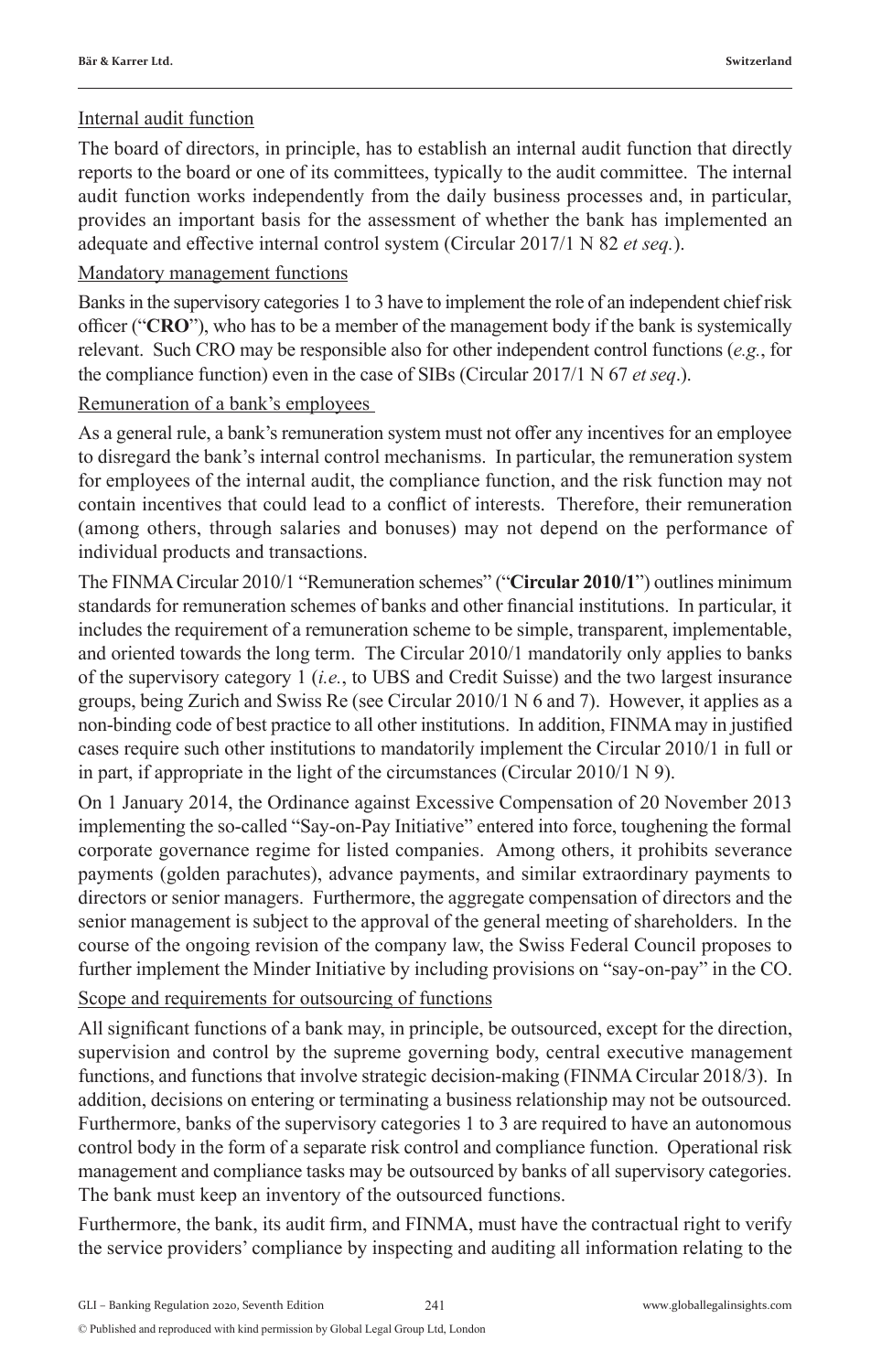Internal audit function

The board of directors, in principle, has to establish an internal audit function that directly reports to the board or one of its committees, typically to the audit committee. The internal audit function works independently from the daily business processes and, in particular, provides an important basis for the assessment of whether the bank has implemented an adequate and effective internal control system (Circular 2017/1 N 82 *et seq.*).

Mandatory management functions

Banks in the supervisory categories 1 to 3 have to implement the role of an independent chief risk officer ("**CRO**"), who has to be a member of the management body if the bank is systemically relevant. Such CRO may be responsible also for other independent control functions (*e.g.*, for the compliance function) even in the case of SIBs (Circular 2017/1 N 67 *et seq*.).

Remuneration of a bank's employees

As a general rule, a bank's remuneration system must not offer any incentives for an employee to disregard the bank's internal control mechanisms. In particular, the remuneration system for employees of the internal audit, the compliance function, and the risk function may not contain incentives that could lead to a conflict of interests. Therefore, their remuneration (among others, through salaries and bonuses) may not depend on the performance of individual products and transactions.

The FINMA Circular 2010/1 "Remuneration schemes" ("**Circular 2010/1**") outlines minimum standards for remuneration schemes of banks and other financial institutions. In particular, it includes the requirement of a remuneration scheme to be simple, transparent, implementable, and oriented towards the long term. The Circular 2010/1 mandatorily only applies to banks of the supervisory category 1 (*i.e.*, to UBS and Credit Suisse) and the two largest insurance groups, being Zurich and Swiss Re (see Circular 2010/1 N 6 and 7). However, it applies as a non-binding code of best practice to all other institutions. In addition, FINMA may in justified cases require such other institutions to mandatorily implement the Circular 2010/1 in full or in part, if appropriate in the light of the circumstances (Circular 2010/1 N 9).

On 1 January 2014, the Ordinance against Excessive Compensation of 20 November 2013 implementing the so-called "Say-on-Pay Initiative" entered into force, toughening the formal corporate governance regime for listed companies. Among others, it prohibits severance payments (golden parachutes), advance payments, and similar extraordinary payments to directors or senior managers. Furthermore, the aggregate compensation of directors and the senior management is subject to the approval of the general meeting of shareholders. In the course of the ongoing revision of the company law, the Swiss Federal Council proposes to further implement the Minder Initiative by including provisions on "say-on-pay" in the CO.

Scope and requirements for outsourcing of functions

All significant functions of a bank may, in principle, be outsourced, except for the direction, supervision and control by the supreme governing body, central executive management functions, and functions that involve strategic decision-making (FINMA Circular 2018/3). In addition, decisions on entering or terminating a business relationship may not be outsourced. Furthermore, banks of the supervisory categories 1 to 3 are required to have an autonomous control body in the form of a separate risk control and compliance function. Operational risk management and compliance tasks may be outsourced by banks of all supervisory categories. The bank must keep an inventory of the outsourced functions.

Furthermore, the bank, its audit firm, and FINMA, must have the contractual right to verify the service providers' compliance by inspecting and auditing all information relating to the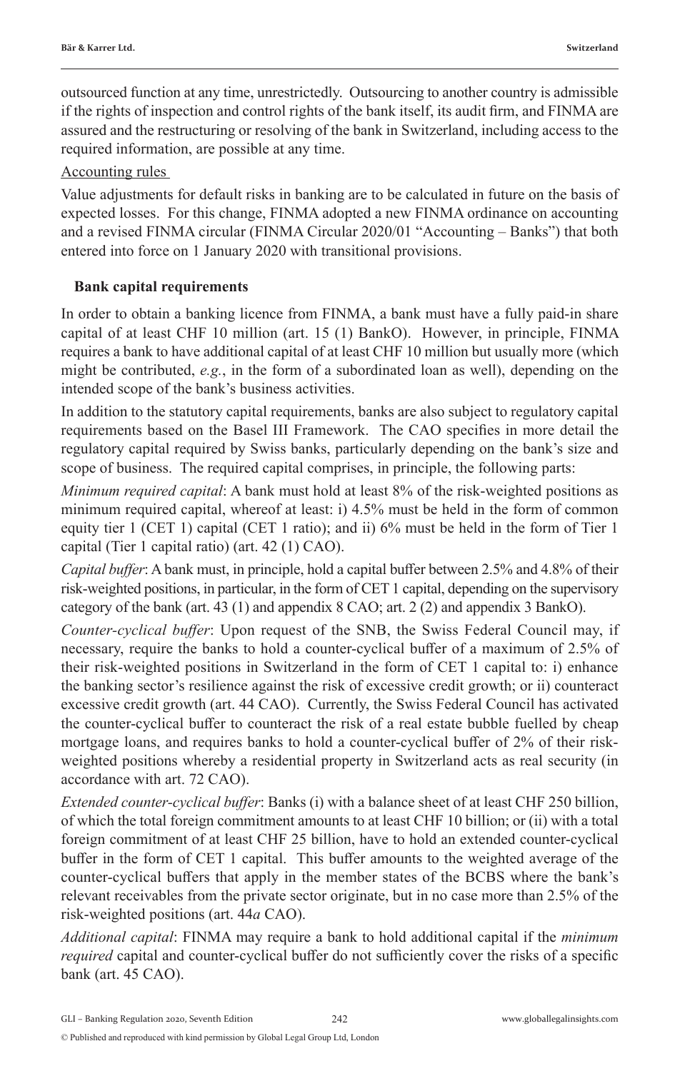outsourced function at any time, unrestrictedly. Outsourcing to another country is admissible if the rights of inspection and control rights of the bank itself, its audit firm, and FINMA are assured and the restructuring or resolving of the bank in Switzerland, including access to the required information, are possible at any time.

Accounting rules

Value adjustments for default risks in banking are to be calculated in future on the basis of expected losses. For this change, FINMA adopted a new FINMA ordinance on accounting and a revised FINMA circular (FINMA Circular 2020/01 "Accounting – Banks") that both entered into force on 1 January 2020 with transitional provisions.

## Bank capital requirements

In order to obtain a banking licence from FINMA, a bank must have a fully paid-in share capital of at least CHF 10 million (art. 15 (1) BankO). However, in principle, FINMA requires a bank to have additional capital of at least CHF 10 million but usually more (which might be contributed, *e.g.*, in the form of a subordinated loan as well), depending on the intended scope of the bank's business activities.

In addition to the statutory capital requirements, banks are also subject to regulatory capital requirements based on the Basel III Framework. The CAO specifies in more detail the regulatory capital required by Swiss banks, particularly depending on the bank's size and scope of business. The required capital comprises, in principle, the following parts:

*Minimum required capital*: A bank must hold at least 8% of the risk-weighted positions as minimum required capital, whereof at least: i) 4.5% must be held in the form of common equity tier 1 (CET 1) capital (CET 1 ratio); and ii) 6% must be held in the form of Tier 1 capital (Tier 1 capital ratio) (art. 42 (1) CAO).

*Capital buffer*: A bank must, in principle, hold a capital buffer between 2.5% and 4.8% of their risk-weighted positions, in particular, in the form of CET 1 capital, depending on the supervisory category of the bank (art. 43 (1) and appendix 8 CAO; art. 2 (2) and appendix 3 BankO).

*Counter-cyclical buffer*: Upon request of the SNB, the Swiss Federal Council may, if necessary, require the banks to hold a counter-cyclical buffer of a maximum of 2.5% of their risk-weighted positions in Switzerland in the form of CET 1 capital to: i) enhance the banking sector's resilience against the risk of excessive credit growth; or ii) counteract excessive credit growth (art. 44 CAO). Currently, the Swiss Federal Council has activated the counter-cyclical buffer to counteract the risk of a real estate bubble fuelled by cheap mortgage loans, and requires banks to hold a counter-cyclical buffer of 2% of their risk-weighted positions whereby a residential property in Switzerland acts as real security (in accordance with art. 72 CAO).

*Extended counter-cyclical buffer*: Banks (i) with a balance sheet of at least CHF 250 billion, of which the total foreign commitment amounts to at least CHF 10 billion; or (ii) with a total foreign commitment of at least CHF 25 billion, have to hold an extended counter-cyclical buffer in the form of CET 1 capital. This buffer amounts to the weighted average of the counter-cyclical buffers that apply in the member states of the BCBS where the bank's relevant receivables from the private sector originate, but in no case more than 2.5% of the risk-weighted positions (art. 44*a* CAO).

*Additional capital*: FINMA may require a bank to hold additional capital if the *minimum required* capital and counter-cyclical buffer do not sufficiently cover the risks of a specific bank (art. 45 CAO).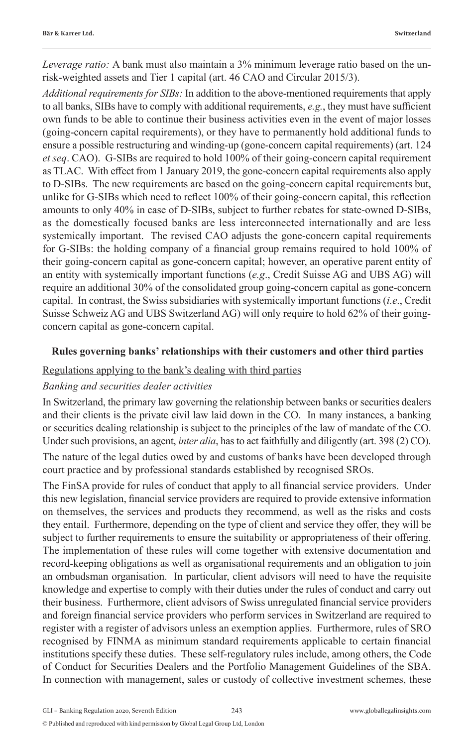*Leverage ratio:* A bank must also maintain a 3% minimum leverage ratio based on the un-risk-weighted assets and Tier 1 capital (art. 46 CAO and Circular 2015/3).

*Additional requirements for SIBs:* In addition to the above-mentioned requirements that apply to all banks, SIBs have to comply with additional requirements, *e.g.*, they must have sufficient own funds to be able to continue their business activities even in the event of major losses (going-concern capital requirements), or they have to permanently hold additional funds to ensure a possible restructuring and winding-up (gone-concern capital requirements) (art. 124 *et seq*. CAO). G-SIBs are required to hold 100% of their going-concern capital requirement as TLAC. With effect from 1 January 2019, the gone-concern capital requirements also apply to D-SIBs. The new requirements are based on the going-concern capital requirements but, unlike for G-SIBs which need to reflect 100% of their going-concern capital, this reflection amounts to only 40% in case of D-SIBs, subject to further rebates for state-owned D-SIBs, as the domestically focused banks are less interconnected internationally and are less systemically important. The revised CAO adjusts the gone-concern capital requirements for G-SIBs: the holding company of a financial group remains required to hold 100% of their going-concern capital as gone-concern capital; however, an operative parent entity of an entity with systemically important functions (*e.g*., Credit Suisse AG and UBS AG) will require an additional 30% of the consolidated group going-concern capital as gone-concern capital. In contrast, the Swiss subsidiaries with systemically important functions (*i.e*., Credit Suisse Schweiz AG and UBS Switzerland AG) will only require to hold 62% of their going-concern capital as gone-concern capital.

## Rules governing banks' relationships with their customers and other third parties

Regulations applying to the bank's dealing with third parties

*Banking and securities dealer activities*

In Switzerland, the primary law governing the relationship between banks or securities dealers and their clients is the private civil law laid down in the CO. In many instances, a banking or securities dealing relationship is subject to the principles of the law of mandate of the CO. Under such provisions, an agent, *inter alia*, has to act faithfully and diligently (art. 398 (2) CO).

The nature of the legal duties owed by and customs of banks have been developed through court practice and by professional standards established by recognised SROs.

The FinSA provide for rules of conduct that apply to all financial service providers. Under this new legislation, financial service providers are required to provide extensive information on themselves, the services and products they recommend, as well as the risks and costs they entail. Furthermore, depending on the type of client and service they offer, they will be subject to further requirements to ensure the suitability or appropriateness of their offering. The implementation of these rules will come together with extensive documentation and record-keeping obligations as well as organisational requirements and an obligation to join an ombudsman organisation. In particular, client advisors will need to have the requisite knowledge and expertise to comply with their duties under the rules of conduct and carry out their business. Furthermore, client advisors of Swiss unregulated financial service providers and foreign financial service providers who perform services in Switzerland are required to register with a register of advisors unless an exemption applies. Furthermore, rules of SRO recognised by FINMA as minimum standard requirements applicable to certain financial institutions specify these duties. These self-regulatory rules include, among others, the Code of Conduct for Securities Dealers and the Portfolio Management Guidelines of the SBA. In connection with management, sales or custody of collective investment schemes, these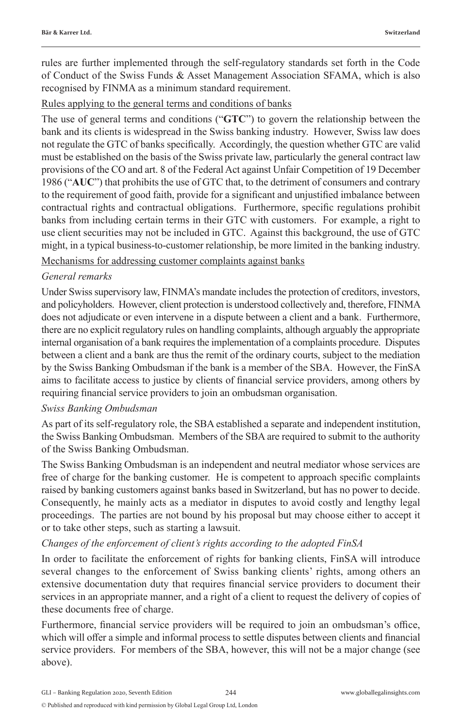rules are further implemented through the self-regulatory standards set forth in the Code of Conduct of the Swiss Funds & Asset Management Association SFAMA, which is also recognised by FINMA as a minimum standard requirement.

Rules applying to the general terms and conditions of banks

The use of general terms and conditions ("**GTC**") to govern the relationship between the bank and its clients is widespread in the Swiss banking industry. However, Swiss law does not regulate the GTC of banks specifically. Accordingly, the question whether GTC are valid must be established on the basis of the Swiss private law, particularly the general contract law provisions of the CO and art. 8 of the Federal Act against Unfair Competition of 19 December 1986 ("**AUC**") that prohibits the use of GTC that, to the detriment of consumers and contrary to the requirement of good faith, provide for a significant and unjustified imbalance between contractual rights and contractual obligations. Furthermore, specific regulations prohibit banks from including certain terms in their GTC with customers. For example, a right to use client securities may not be included in GTC. Against this background, the use of GTC might, in a typical business-to-customer relationship, be more limited in the banking industry.

Mechanisms for addressing customer complaints against banks

*General remarks*

Under Swiss supervisory law, FINMA's mandate includes the protection of creditors, investors, and policyholders. However, client protection is understood collectively and, therefore, FINMA does not adjudicate or even intervene in a dispute between a client and a bank. Furthermore, there are no explicit regulatory rules on handling complaints, although arguably the appropriate internal organisation of a bank requires the implementation of a complaints procedure. Disputes between a client and a bank are thus the remit of the ordinary courts, subject to the mediation by the Swiss Banking Ombudsman if the bank is a member of the SBA. However, the FinSA aims to facilitate access to justice by clients of financial service providers, among others by requiring financial service providers to join an ombudsman organisation.

*Swiss Banking Ombudsman*

As part of its self-regulatory role, the SBA established a separate and independent institution, the Swiss Banking Ombudsman. Members of the SBA are required to submit to the authority of the Swiss Banking Ombudsman.

The Swiss Banking Ombudsman is an independent and neutral mediator whose services are free of charge for the banking customer. He is competent to approach specific complaints raised by banking customers against banks based in Switzerland, but has no power to decide. Consequently, he mainly acts as a mediator in disputes to avoid costly and lengthy legal proceedings. The parties are not bound by his proposal but may choose either to accept it or to take other steps, such as starting a lawsuit.

*Changes of the enforcement of client's rights according to the adopted FinSA*

In order to facilitate the enforcement of rights for banking clients, FinSA will introduce several changes to the enforcement of Swiss banking clients' rights, among others an extensive documentation duty that requires financial service providers to document their services in an appropriate manner, and a right of a client to request the delivery of copies of these documents free of charge.

Furthermore, financial service providers will be required to join an ombudsman's office, which will offer a simple and informal process to settle disputes between clients and financial service providers. For members of the SBA, however, this will not be a major change (see above).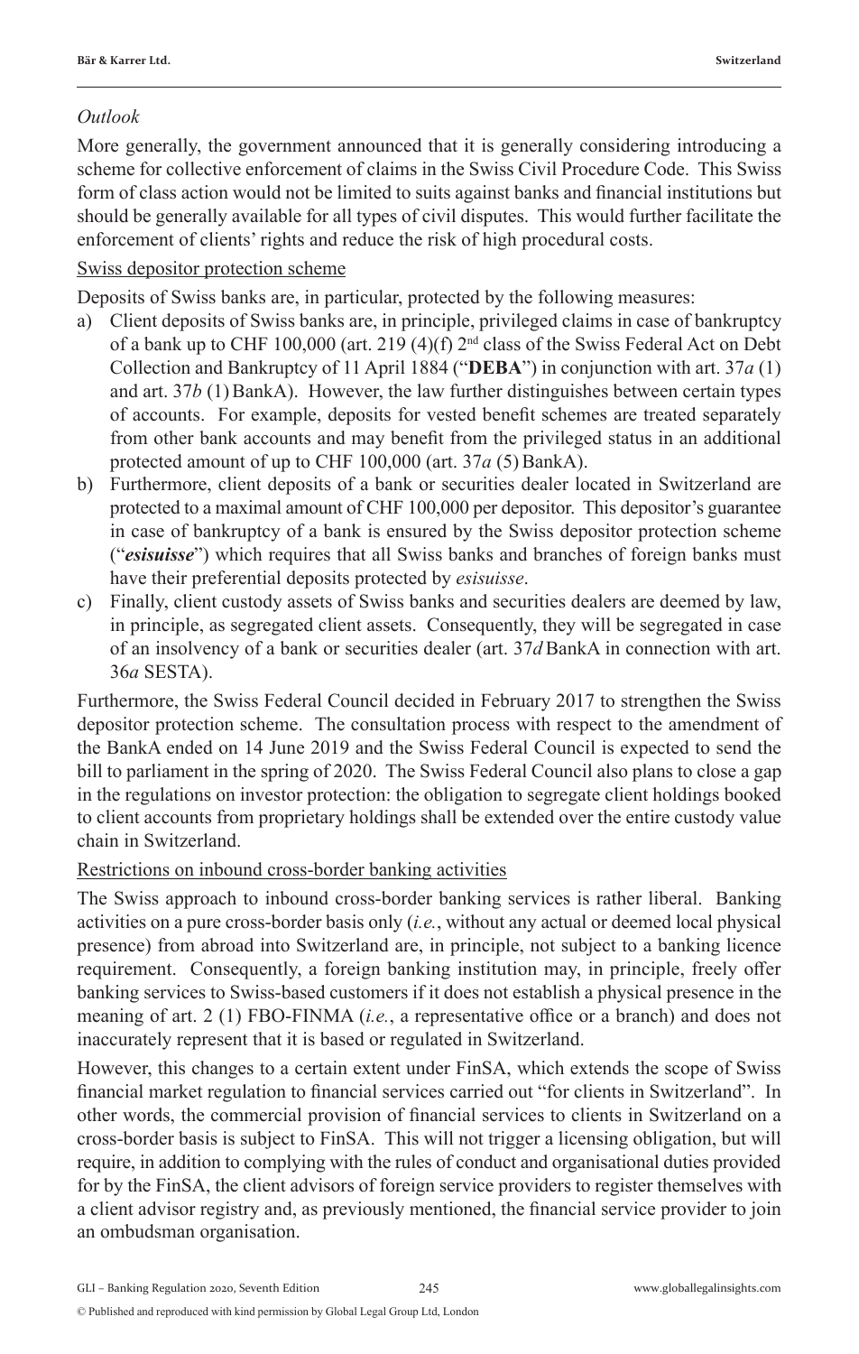*Outlook*

More generally, the government announced that it is generally considering introducing a scheme for collective enforcement of claims in the Swiss Civil Procedure Code. This Swiss form of class action would not be limited to suits against banks and financial institutions but should be generally available for all types of civil disputes. This would further facilitate the enforcement of clients' rights and reduce the risk of high procedural costs.

Swiss depositor protection scheme

Deposits of Swiss banks are, in particular, protected by the following measures:

a) Client deposits of Swiss banks are, in principle, privileged claims in case of bankruptcy of a bank up to CHF 100,000 (art. 219 (4)(f) 2nd class of the Swiss Federal Act on Debt Collection and Bankruptcy of 11 April 1884 ("**DEBA**") in conjunction with art. 37*a* (1) and art. 37*b* (1) BankA). However, the law further distinguishes between certain types of accounts. For example, deposits for vested benefit schemes are treated separately from other bank accounts and may benefit from the privileged status in an additional protected amount of up to CHF 100,000 (art. 37*a* (5) BankA).
b) Furthermore, client deposits of a bank or securities dealer located in Switzerland are protected to a maximal amount of CHF 100,000 per depositor. This depositor's guarantee in case of bankruptcy of a bank is ensured by the Swiss depositor protection scheme ("***esisuisse***") which requires that all Swiss banks and branches of foreign banks must have their preferential deposits protected by *esisuisse*.
c) Finally, client custody assets of Swiss banks and securities dealers are deemed by law, in principle, as segregated client assets. Consequently, they will be segregated in case of an insolvency of a bank or securities dealer (art. 37*d* BankA in connection with art. 36*a* SESTA).

Furthermore, the Swiss Federal Council decided in February 2017 to strengthen the Swiss depositor protection scheme. The consultation process with respect to the amendment of the BankA ended on 14 June 2019 and the Swiss Federal Council is expected to send the bill to parliament in the spring of 2020. The Swiss Federal Council also plans to close a gap in the regulations on investor protection: the obligation to segregate client holdings booked to client accounts from proprietary holdings shall be extended over the entire custody value chain in Switzerland.

Restrictions on inbound cross-border banking activities

The Swiss approach to inbound cross-border banking services is rather liberal. Banking activities on a pure cross-border basis only (*i.e.*, without any actual or deemed local physical presence) from abroad into Switzerland are, in principle, not subject to a banking licence requirement. Consequently, a foreign banking institution may, in principle, freely offer banking services to Swiss-based customers if it does not establish a physical presence in the meaning of art. 2 (1) FBO-FINMA (*i.e.*, a representative office or a branch) and does not inaccurately represent that it is based or regulated in Switzerland.

However, this changes to a certain extent under FinSA, which extends the scope of Swiss financial market regulation to financial services carried out "for clients in Switzerland". In other words, the commercial provision of financial services to clients in Switzerland on a cross-border basis is subject to FinSA. This will not trigger a licensing obligation, but will require, in addition to complying with the rules of conduct and organisational duties provided for by the FinSA, the client advisors of foreign service providers to register themselves with a client advisor registry and, as previously mentioned, the financial service provider to join an ombudsman organisation.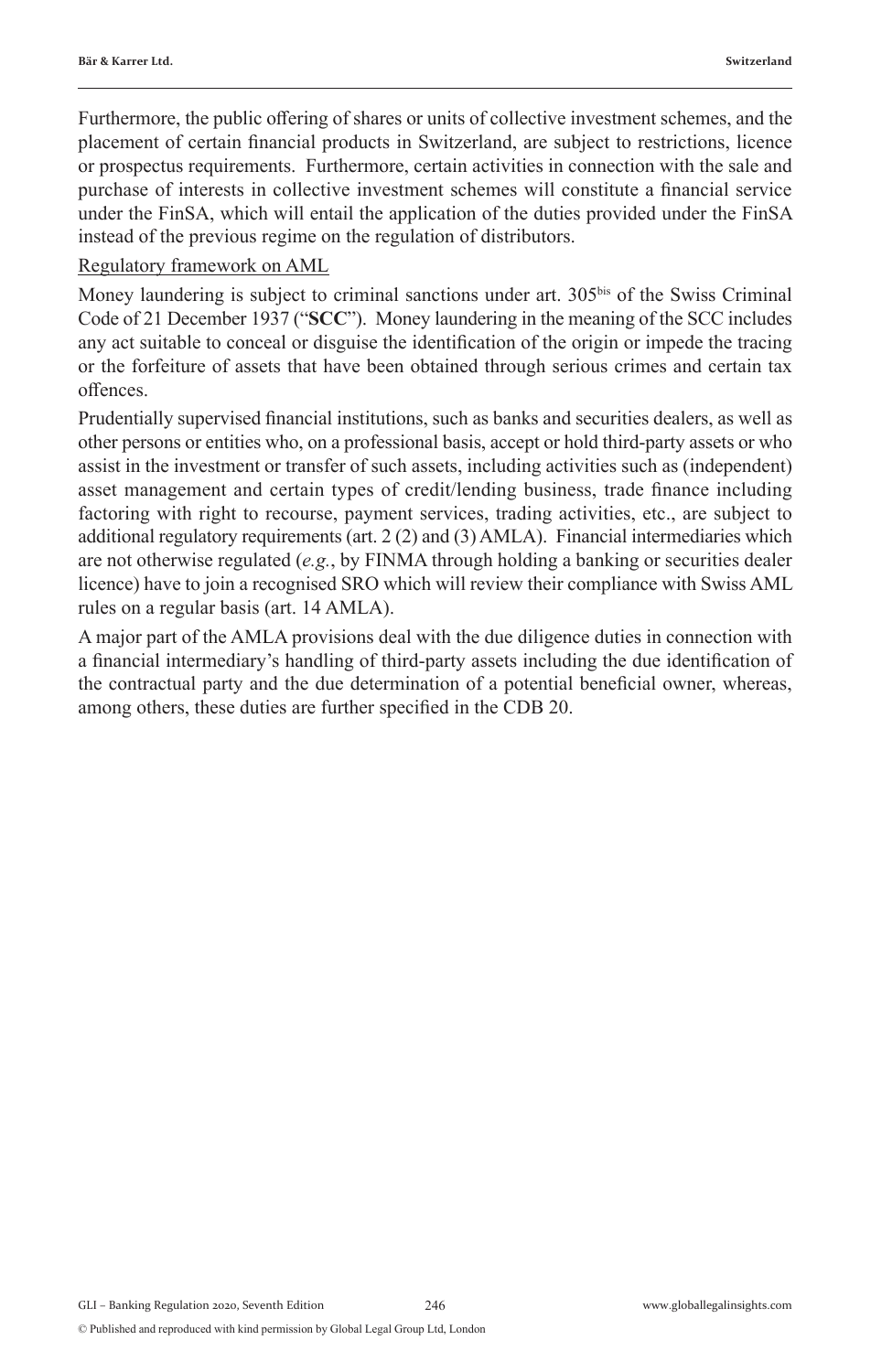Furthermore, the public offering of shares or units of collective investment schemes, and the placement of certain financial products in Switzerland, are subject to restrictions, licence or prospectus requirements. Furthermore, certain activities in connection with the sale and purchase of interests in collective investment schemes will constitute a financial service under the FinSA, which will entail the application of the duties provided under the FinSA instead of the previous regime on the regulation of distributors.

Regulatory framework on AML

Money laundering is subject to criminal sanctions under art. 305bis of the Swiss Criminal Code of 21 December 1937 ("**SCC**"). Money laundering in the meaning of the SCC includes any act suitable to conceal or disguise the identification of the origin or impede the tracing or the forfeiture of assets that have been obtained through serious crimes and certain tax offences.

Prudentially supervised financial institutions, such as banks and securities dealers, as well as other persons or entities who, on a professional basis, accept or hold third-party assets or who assist in the investment or transfer of such assets, including activities such as (independent) asset management and certain types of credit/lending business, trade finance including factoring with right to recourse, payment services, trading activities, etc., are subject to additional regulatory requirements (art. 2 (2) and (3) AMLA). Financial intermediaries which are not otherwise regulated (*e.g.*, by FINMA through holding a banking or securities dealer licence) have to join a recognised SRO which will review their compliance with Swiss AML rules on a regular basis (art. 14 AMLA).

A major part of the AMLA provisions deal with the due diligence duties in connection with a financial intermediary's handling of third-party assets including the due identification of the contractual party and the due determination of a potential beneficial owner, whereas, among others, these duties are further specified in the CDB 20.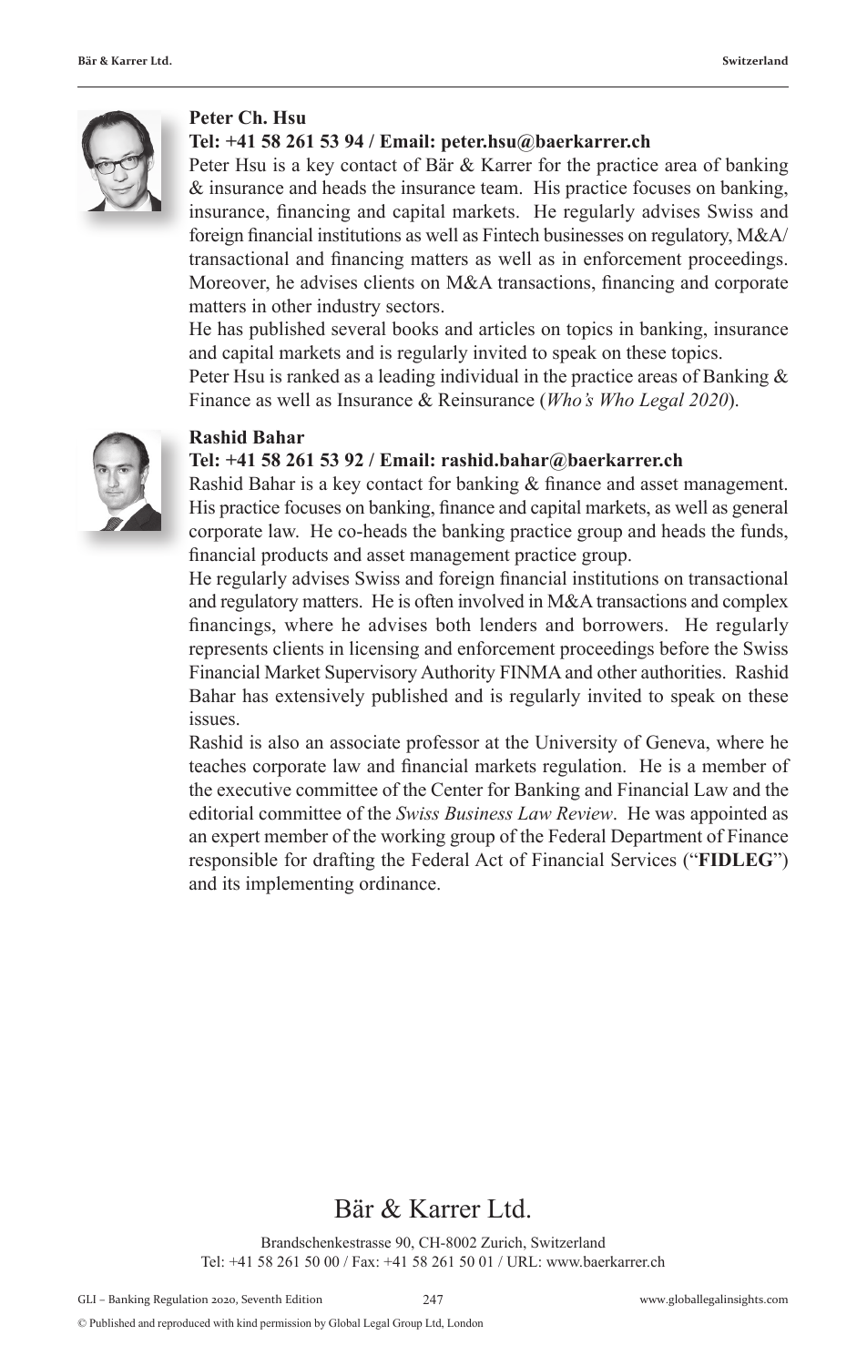**Peter Ch. Hsu**

**Tel: +41 58 261 53 94 / Email: peter.hsu@baerkarrer.ch**

Peter Hsu is a key contact of Bär & Karrer for the practice area of banking & insurance and heads the insurance team. His practice focuses on banking, insurance, financing and capital markets. He regularly advises Swiss and foreign financial institutions as well as Fintech businesses on regulatory, M&A/transactional and financing matters as well as in enforcement proceedings. Moreover, he advises clients on M&A transactions, financing and corporate matters in other industry sectors.

He has published several books and articles on topics in banking, insurance and capital markets and is regularly invited to speak on these topics.

Peter Hsu is ranked as a leading individual in the practice areas of Banking & Finance as well as Insurance & Reinsurance (*Who's Who Legal 2020*).

**Rashid Bahar**

**Tel: +41 58 261 53 92 / Email: rashid.bahar@baerkarrer.ch**

Rashid Bahar is a key contact for banking & finance and asset management. His practice focuses on banking, finance and capital markets, as well as general corporate law. He co-heads the banking practice group and heads the funds, financial products and asset management practice group.

He regularly advises Swiss and foreign financial institutions on transactional and regulatory matters. He is often involved in M&A transactions and complex financings, where he advises both lenders and borrowers. He regularly represents clients in licensing and enforcement proceedings before the Swiss Financial Market Supervisory Authority FINMA and other authorities. Rashid Bahar has extensively published and is regularly invited to speak on these issues.

Rashid is also an associate professor at the University of Geneva, where he teaches corporate law and financial markets regulation. He is a member of the executive committee of the Center for Banking and Financial Law and the editorial committee of the *Swiss Business Law Review*. He was appointed as an expert member of the working group of the Federal Department of Finance responsible for drafting the Federal Act of Financial Services ("**FIDLEG**") and its implementing ordinance.

# Bär & Karrer Ltd.

Brandschenkestrasse 90, CH-8002 Zurich, Switzerland

Tel: +41 58 261 50 00 / Fax: +41 58 261 50 01 / URL: www.baerkarrer.ch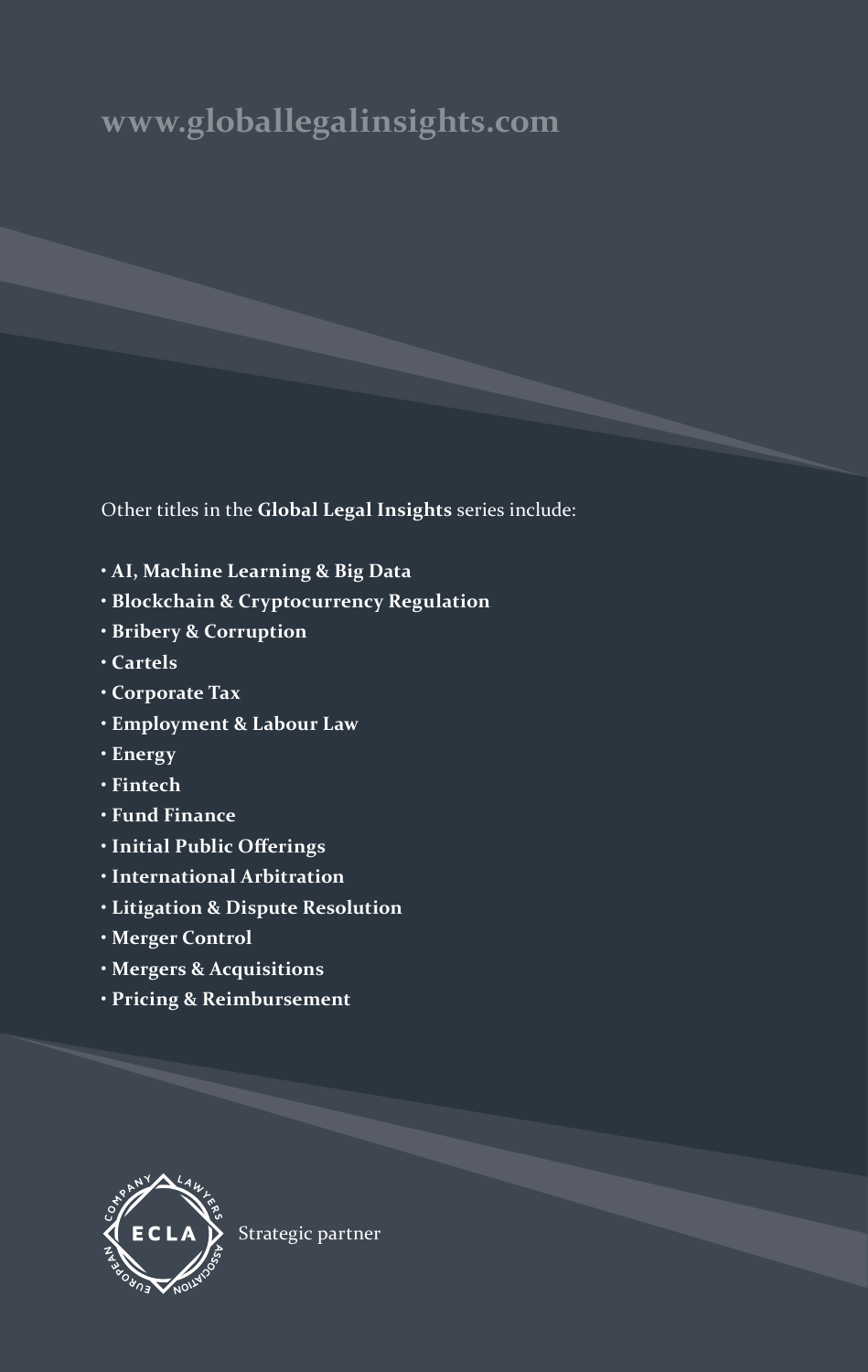www.globallegalinsights.com

Other titles in the **Global Legal Insights** series include:

- **AI, Machine Learning & Big Data**
- **Blockchain & Cryptocurrency Regulation**
- **Bribery & Corruption**
- **Cartels**
- **Corporate Tax**
- **Employment & Labour Law**
- **Energy**
- **Fintech**
- **Fund Finance**
- **Initial Public Offerings**
- **International Arbitration**
- **Litigation & Dispute Resolution**
- **Merger Control**
- **Mergers & Acquisitions**
- **Pricing & Reimbursement**

ECLA — European Company Lawyers Association

Strategic partner